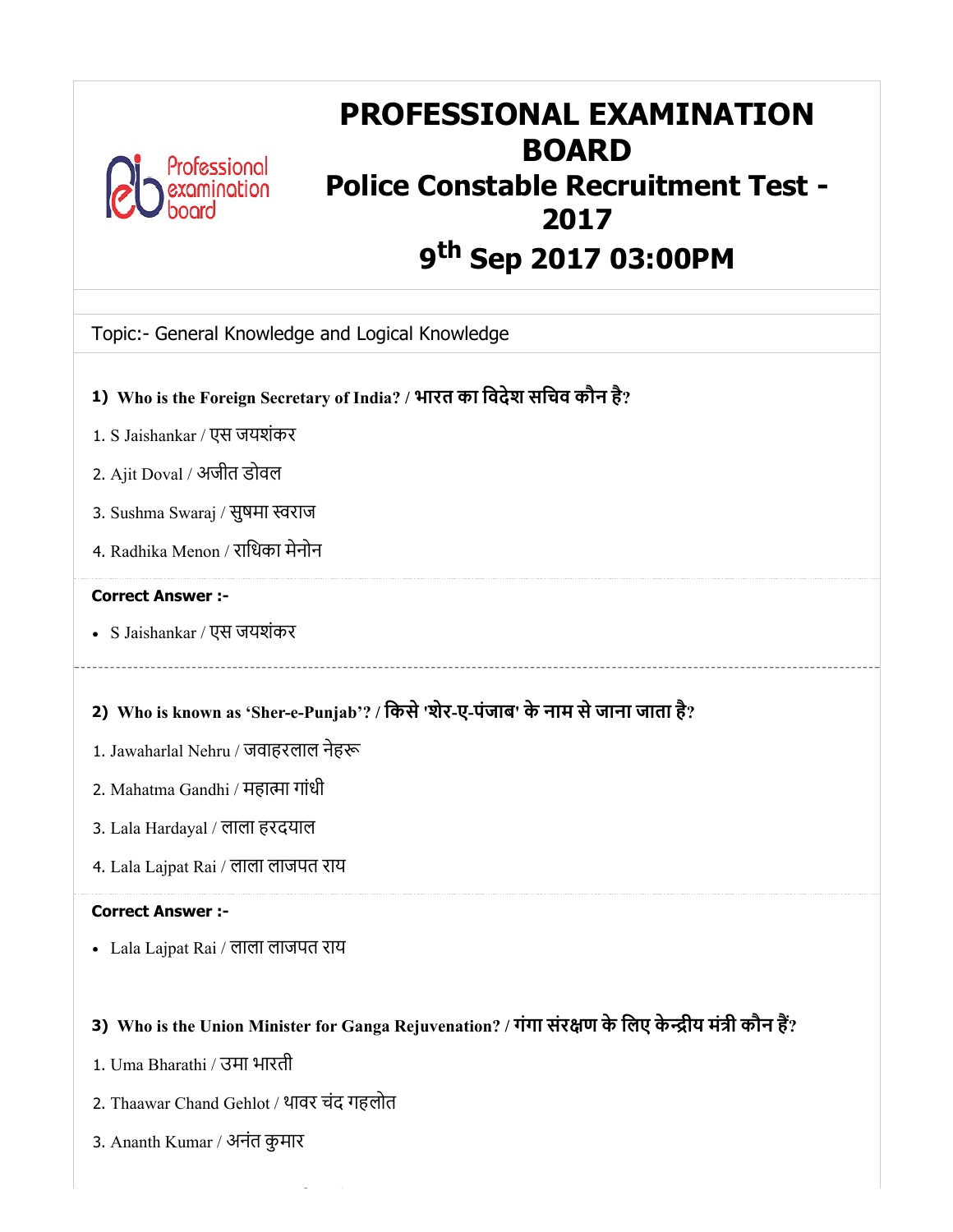# PROFESSIONAL EXAMINATION BOARD

## Police Constable Recruitment Test - 2017

## 9th Sep 2017 03:00PM

Topic:- General Knowledge and Logical Knowledge

**1) Who is the Foreign Secretary of India? / भारत का विदेश सचिव कौन है?**

1. S Jaishankar / एस जयशंकर
2. Ajit Doval / अजीत डोवल
3. Sushma Swaraj / सुषमा स्वराज
4. Radhika Menon / राधिका मेनोन

**Correct Answer :-**

- S Jaishankar / एस जयशंकर

---

**2) Who is known as 'Sher-e-Punjab'? / किसे 'शेर-ए-पंजाब' के नाम से जाना जाता है?**

1. Jawaharlal Nehru / जवाहरलाल नेहरू
2. Mahatma Gandhi / महात्मा गांधी
3. Lala Hardayal / लाला हरदयाल
4. Lala Lajpat Rai / लाला लाजपत राय

**Correct Answer :-**

- Lala Lajpat Rai / लाला लाजपत राय

**3) Who is the Union Minister for Ganga Rejuvenation? / गंगा संरक्षण के लिए केन्द्रीय मंत्री कौन हैं?**

1. Uma Bharathi / उमा भारती
2. Thaawar Chand Gehlot / थावर चंद गहलोत
3. Ananth Kumar / अनंत कुमार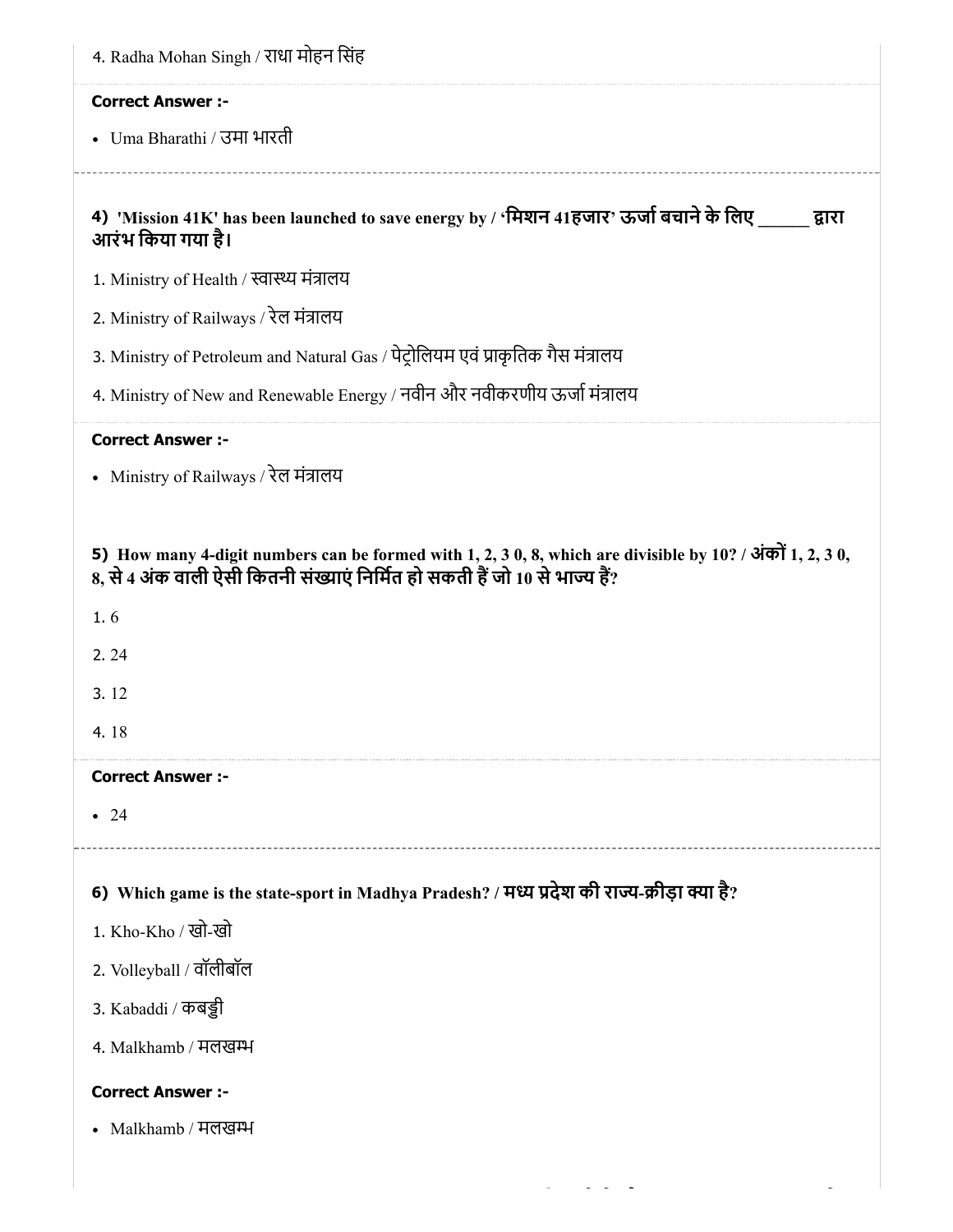4. Radha Mohan Singh / राधा मोहन सिंह

**Correct Answer :-**

- Uma Bharathi / उमा भारती

---

**4) 'Mission 41K' has been launched to save energy by / 'मिशन 41हजार' ऊर्जा बचाने के लिए ______ द्वारा आरंभ किया गया है।**

1. Ministry of Health / स्वास्थ्य मंत्रालय

2. Ministry of Railways / रेल मंत्रालय

3. Ministry of Petroleum and Natural Gas / पेट्रोलियम एवं प्राकृतिक गैस मंत्रालय

4. Ministry of New and Renewable Energy / नवीन और नवीकरणीय ऊर्जा मंत्रालय

**Correct Answer :-**

- Ministry of Railways / रेल मंत्रालय

---

**5) How many 4-digit numbers can be formed with 1, 2, 3 0, 8, which are divisible by 10? / अंकों 1, 2, 3 0, 8, से 4 अंक वाली ऐसी कितनी संख्याएं निर्मित हो सकती हैं जो 10 से भाज्य हैं?**

1. 6

2. 24

3. 12

4. 18

**Correct Answer :-**

- 24

---

**6) Which game is the state-sport in Madhya Pradesh? / मध्य प्रदेश की राज्य-क्रीड़ा क्या है?**

1. Kho-Kho / खो-खो

2. Volleyball / वॉलीबॉल

3. Kabaddi / कबड्डी

4. Malkhamb / मलखम्भ

**Correct Answer :-**

- Malkhamb / मलखम्भ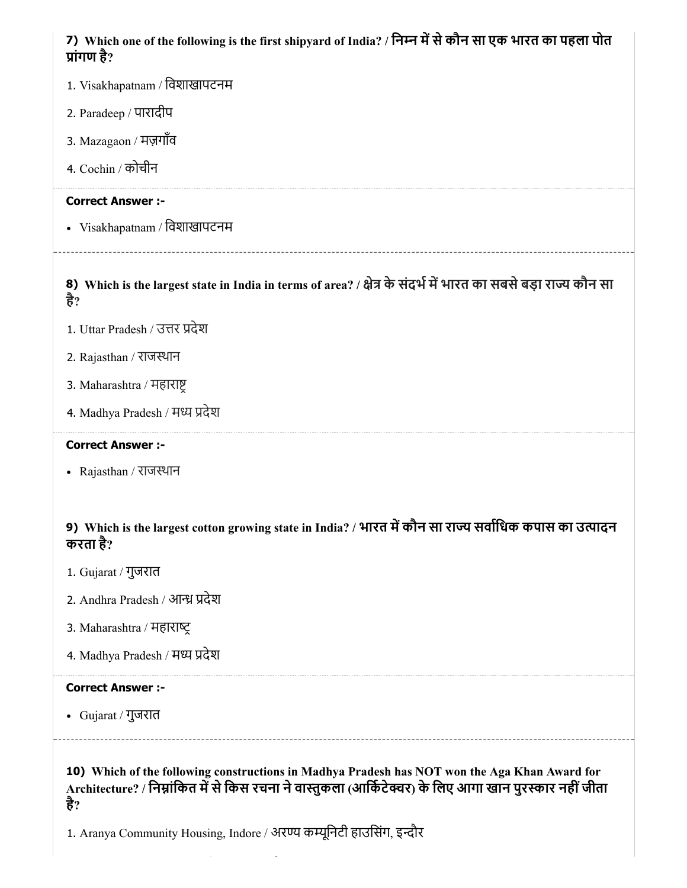**7) Which one of the following is the first shipyard of India? / निम्न में से कौन सा एक भारत का पहला पोत प्रांगण है?**

1. Visakhapatnam / विशाखापटनम
2. Paradeep / पारादीप
3. Mazagaon / मज़गाँव
4. Cochin / कोचीन

**Correct Answer :-**

- Visakhapatnam / विशाखापटनम

---

**8) Which is the largest state in India in terms of area? / क्षेत्र के संदर्भ में भारत का सबसे बड़ा राज्य कौन सा है?**

1. Uttar Pradesh / उत्तर प्रदेश
2. Rajasthan / राजस्थान
3. Maharashtra / महाराष्ट्र
4. Madhya Pradesh / मध्य प्रदेश

**Correct Answer :-**

- Rajasthan / राजस्थान

**9) Which is the largest cotton growing state in India? / भारत में कौन सा राज्य सर्वाधिक कपास का उत्पादन करता है?**

1. Gujarat / गुजरात
2. Andhra Pradesh / आन्ध्र प्रदेश
3. Maharashtra / महाराष्ट्र
4. Madhya Pradesh / मध्य प्रदेश

**Correct Answer :-**

- Gujarat / गुजरात

---

**10) Which of the following constructions in Madhya Pradesh has NOT won the Aga Khan Award for Architecture? / निम्नांकित में से किस रचना ने वास्तुकला (आर्किटेक्चर) के लिए आगा खान पुरस्कार नहीं जीता है?**

1. Aranya Community Housing, Indore / अरण्य कम्यूनिटी हाउसिंग, इन्दौर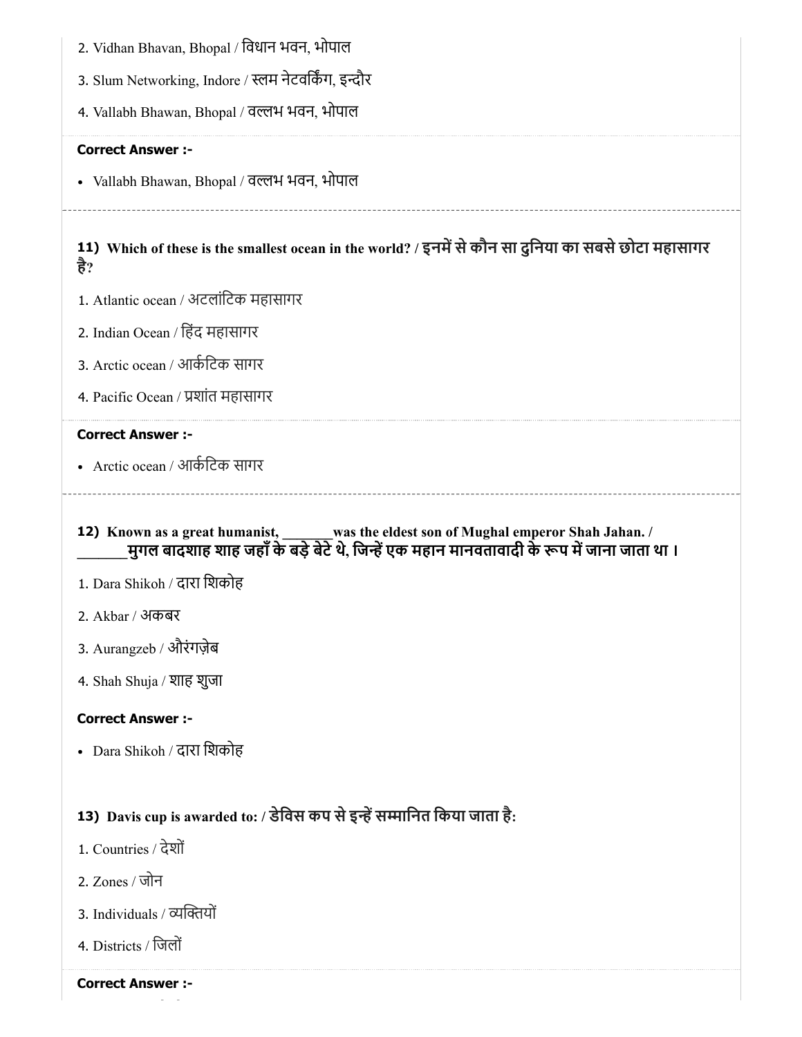2. Vidhan Bhavan, Bhopal / विधान भवन, भोपाल

3. Slum Networking, Indore / स्लम नेटवर्किंग, इन्दौर

4. Vallabh Bhawan, Bhopal / वल्लभ भवन, भोपाल

**Correct Answer :-**

- Vallabh Bhawan, Bhopal / वल्लभ भवन, भोपाल

---

**11) Which of these is the smallest ocean in the world? / इनमें से कौन सा दुनिया का सबसे छोटा महासागर है?**

1. Atlantic ocean / अटलांटिक महासागर

2. Indian Ocean / हिंद महासागर

3. Arctic ocean / आर्कटिक सागर

4. Pacific Ocean / प्रशांत महासागर

**Correct Answer :-**

- Arctic ocean / आर्कटिक सागर

---

**12) Known as a great humanist, _______was the eldest son of Mughal emperor Shah Jahan. / _______मुगल बादशाह शाह जहाँ के बड़े बेटे थे, जिन्हें एक महान मानवतावादी के रूप में जाना जाता था।**

1. Dara Shikoh / दारा शिकोह

2. Akbar / अकबर

3. Aurangzeb / औरंगज़ेब

4. Shah Shuja / शाह शुजा

**Correct Answer :-**

- Dara Shikoh / दारा शिकोह

**13) Davis cup is awarded to: / डेविस कप से इन्हें सम्मानित किया जाता है:**

1. Countries / देशों

2. Zones / जोन

3. Individuals / व्यक्तियों

4. Districts / जिलों

**Correct Answer :-**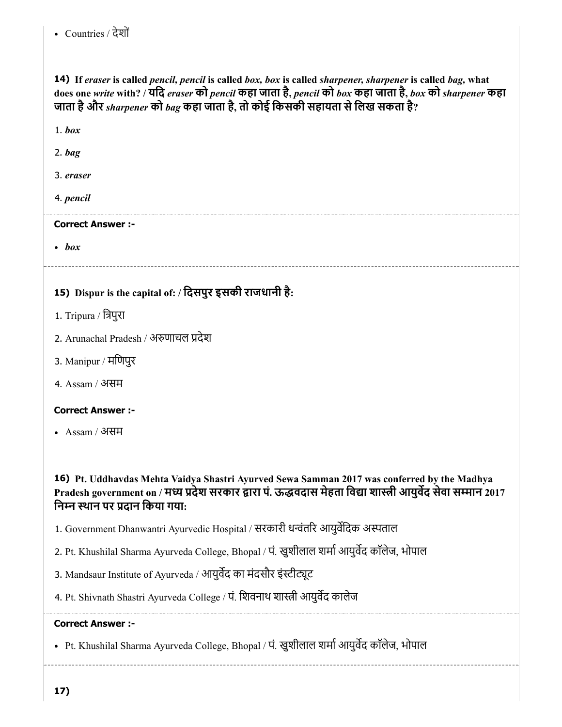- Countries / देशों

**14) If *eraser* is called *pencil, pencil* is called *box, box* is called *sharpener, sharpener* is called *bag,* what does one *write* with? / यदि *eraser* को *pencil* कहा जाता है, *pencil* को *box* कहा जाता है, *box* को *sharpener* कहा जाता है और *sharpener* को *bag* कहा जाता है, तो कोई किसकी सहायता से लिख सकता है?**

1. *box*
2. *bag*
3. *eraser*
4. *pencil*

**Correct Answer :-**

- *box*

**15) Dispur is the capital of: / दिसपुर इसकी राजधानी है:**

1. Tripura / त्रिपुरा
2. Arunachal Pradesh / अरुणाचल प्रदेश
3. Manipur / मणिपुर
4. Assam / असम

**Correct Answer :-**

- Assam / असम

**16) Pt. Uddhavdas Mehta Vaidya Shastri Ayurved Sewa Samman 2017 was conferred by the Madhya Pradesh government on / मध्य प्रदेश सरकार द्वारा पं. ऊद्धवदास मेहता विद्या शास्त्री आयुर्वेद सेवा सम्मान 2017 निम्न स्थान पर प्रदान किया गया:**

1. Government Dhanwantri Ayurvedic Hospital / सरकारी धन्वंतरि आयुर्वेदिक अस्पताल
2. Pt. Khushilal Sharma Ayurveda College, Bhopal / पं. खुशीलाल शर्मा आयुर्वेद कॉलेज, भोपाल
3. Mandsaur Institute of Ayurveda / आयुर्वेद का मंदसौर इंस्टीट्यूट
4. Pt. Shivnath Shastri Ayurveda College / पं. शिवनाथ शास्त्री आयुर्वेद कालेज

**Correct Answer :-**

- Pt. Khushilal Sharma Ayurveda College, Bhopal / पं. खुशीलाल शर्मा आयुर्वेद कॉलेज, भोपाल

**17)**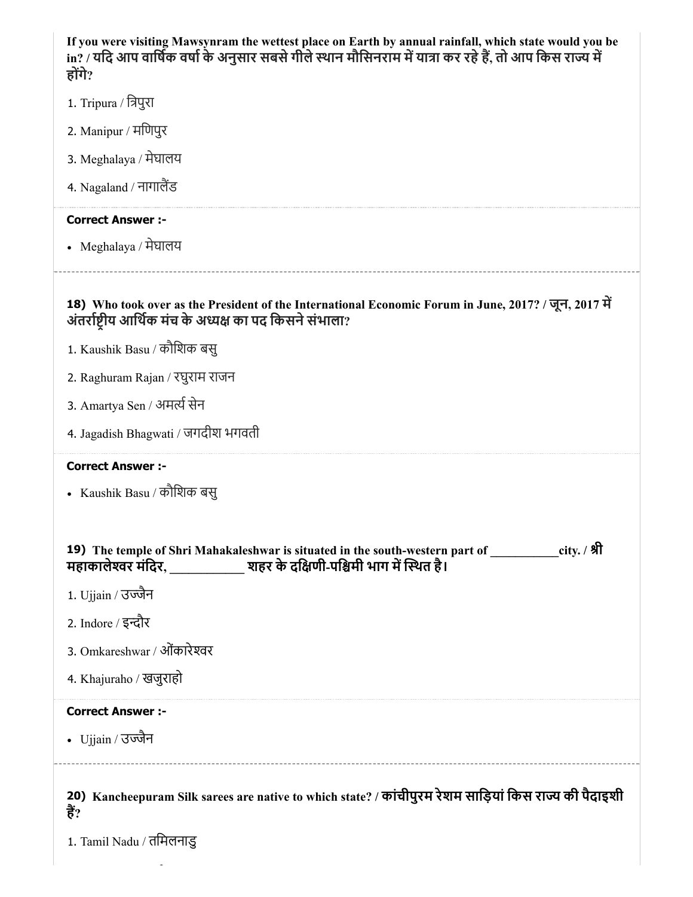**If you were visiting Mawsynram the wettest place on Earth by annual rainfall, which state would you be in? / यदि आप वार्षिक वर्षा के अनुसार सबसे गीले स्थान मौसिनराम में यात्रा कर रहे हैं, तो आप किस राज्य में होंगे?**

1. Tripura / त्रिपुरा
2. Manipur / मणिपुर
3. Meghalaya / मेघालय
4. Nagaland / नागालैंड

**Correct Answer :-**

- Meghalaya / मेघालय

---

**18) Who took over as the President of the International Economic Forum in June, 2017? / जून, 2017 में अंतर्राष्ट्रीय आर्थिक मंच के अध्यक्ष का पद किसने संभाला?**

1. Kaushik Basu / कौशिक बसु
2. Raghuram Rajan / रघुराम राजन
3. Amartya Sen / अमर्त्य सेन
4. Jagadish Bhagwati / जगदीश भगवती

**Correct Answer :-**

- Kaushik Basu / कौशिक बसु

---

**19) The temple of Shri Mahakaleshwar is situated in the south-western part of ___________city. / श्री महाकालेश्वर मंदिर, ___________ शहर के दक्षिणी-पश्चिमी भाग में स्थित है।**

1. Ujjain / उज्जैन
2. Indore / इन्दौर
3. Omkareshwar / ओंकारेश्वर
4. Khajuraho / खजुराहो

**Correct Answer :-**

- Ujjain / उज्जैन

---

**20) Kancheepuram Silk sarees are native to which state? / कांचीपुरम रेशम साड़ियां किस राज्य की पैदाइशी हैं?**

1. Tamil Nadu / तमिलनाडु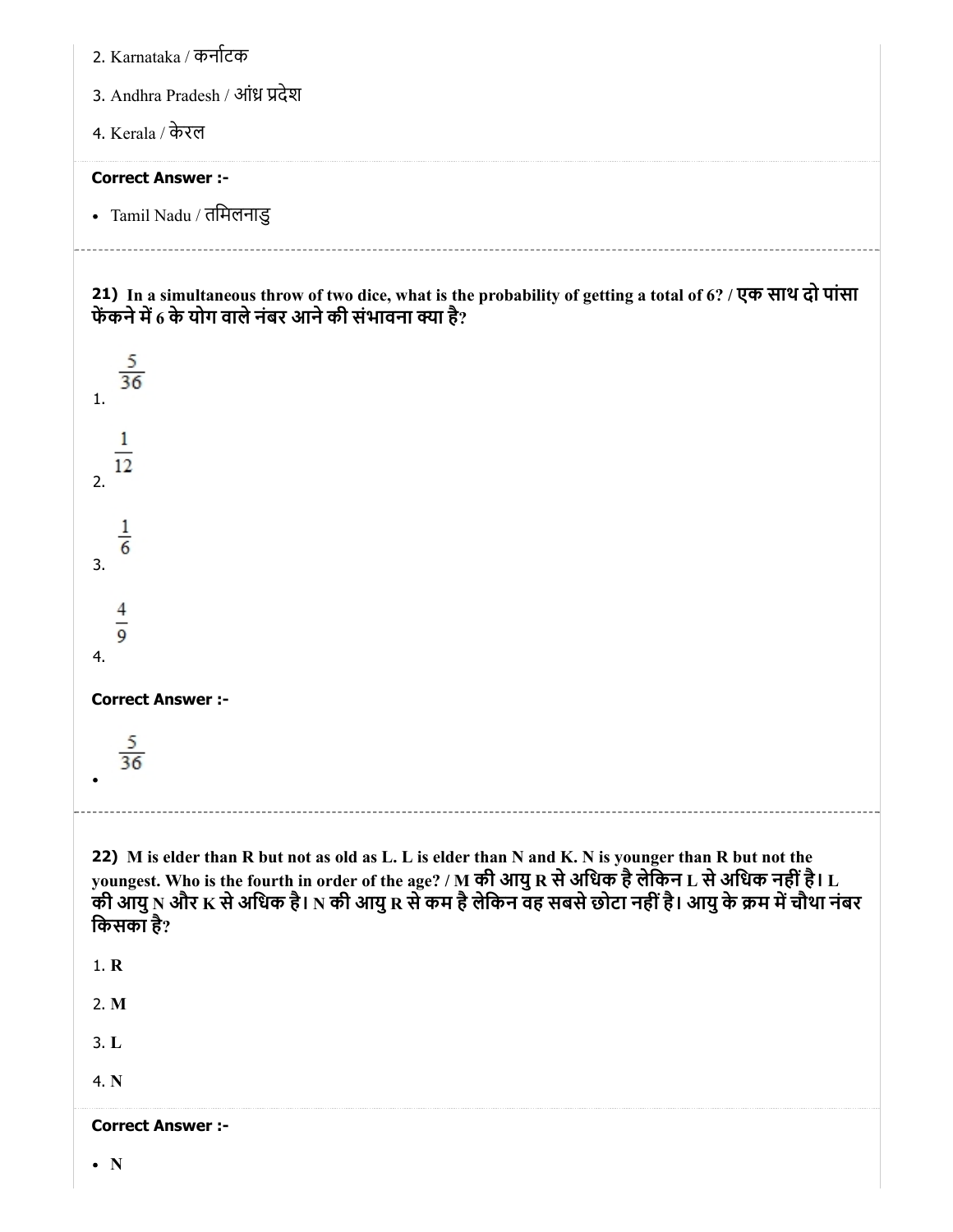2. Karnataka / कर्नाटक

3. Andhra Pradesh / आंध्र प्रदेश

4. Kerala / केरल

**Correct Answer :-**

- Tamil Nadu / तमिलनाडु

---

**21) In a simultaneous throw of two dice, what is the probability of getting a total of 6? / एक साथ दो पांसा फेंकने में 6 के योग वाले नंबर आने की संभावना क्या है?**

1. $\frac{5}{36}$

2. $\frac{1}{12}$

3. $\frac{1}{6}$

4. $\frac{4}{9}$

**Correct Answer :-**

- $\frac{5}{36}$

---

**22) M is elder than R but not as old as L. L is elder than N and K. N is younger than R but not the youngest. Who is the fourth in order of the age? / M की आयु R से अधिक है लेकिन L से अधिक नहीं है। L की आयु N और K से अधिक है। N की आयु R से कम है लेकिन वह सबसे छोटा नहीं है। आयु के क्रम में चौथा नंबर किसका है?**

1. **R**

2. **M**

3. **L**

4. **N**

**Correct Answer :-**

- **N**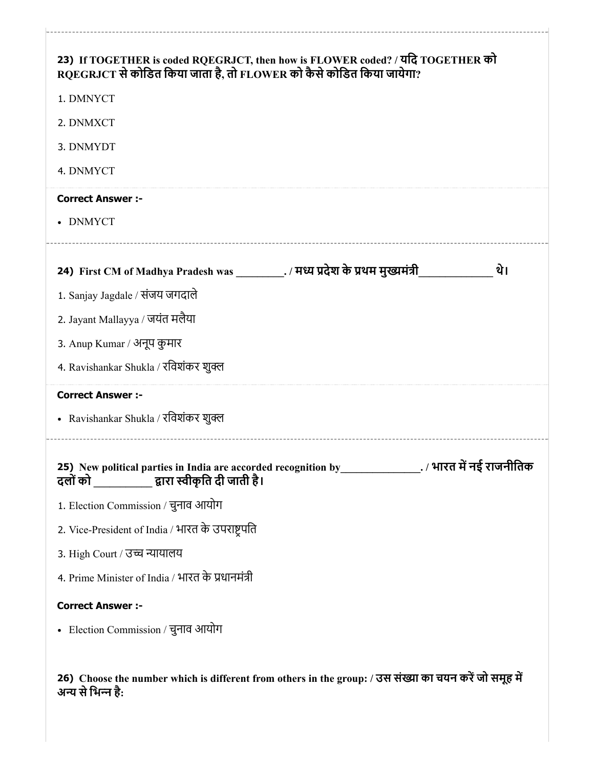**23) If TOGETHER is coded RQEGRJCT, then how is FLOWER coded? / यदि TOGETHER को RQEGRJCT से कोडित किया जाता है, तो FLOWER को कैसे कोडित किया जायेगा?**

1. DMNYCT
2. DNMXCT
3. DNMYDT
4. DNMYCT

**Correct Answer :-**

- DNMYCT

---

**24) First CM of Madhya Pradesh was \_\_\_\_\_\_\_\_\_. / मध्य प्रदेश के प्रथम मुख्यमंत्री\_\_\_\_\_\_\_\_\_\_\_\_\_ थे।**

1. Sanjay Jagdale / संजय जगदाले
2. Jayant Mallayya / जयंत मलैया
3. Anup Kumar / अनूप कुमार
4. Ravishankar Shukla / रविशंकर शुक्ल

**Correct Answer :-**

- Ravishankar Shukla / रविशंकर शुक्ल

---

**25) New political parties in India are accorded recognition by\_\_\_\_\_\_\_\_\_\_\_\_\_\_\_. / भारत में नई राजनीतिक दलों को \_\_\_\_\_\_\_\_\_\_ द्वारा स्वीकृति दी जाती है।**

1. Election Commission / चुनाव आयोग
2. Vice-President of India / भारत के उपराष्ट्रपति
3. High Court / उच्च न्यायालय
4. Prime Minister of India / भारत के प्रधानमंत्री

**Correct Answer :-**

- Election Commission / चुनाव आयोग

**26) Choose the number which is different from others in the group: / उस संख्या का चयन करें जो समूह में अन्य से भिन्न है:**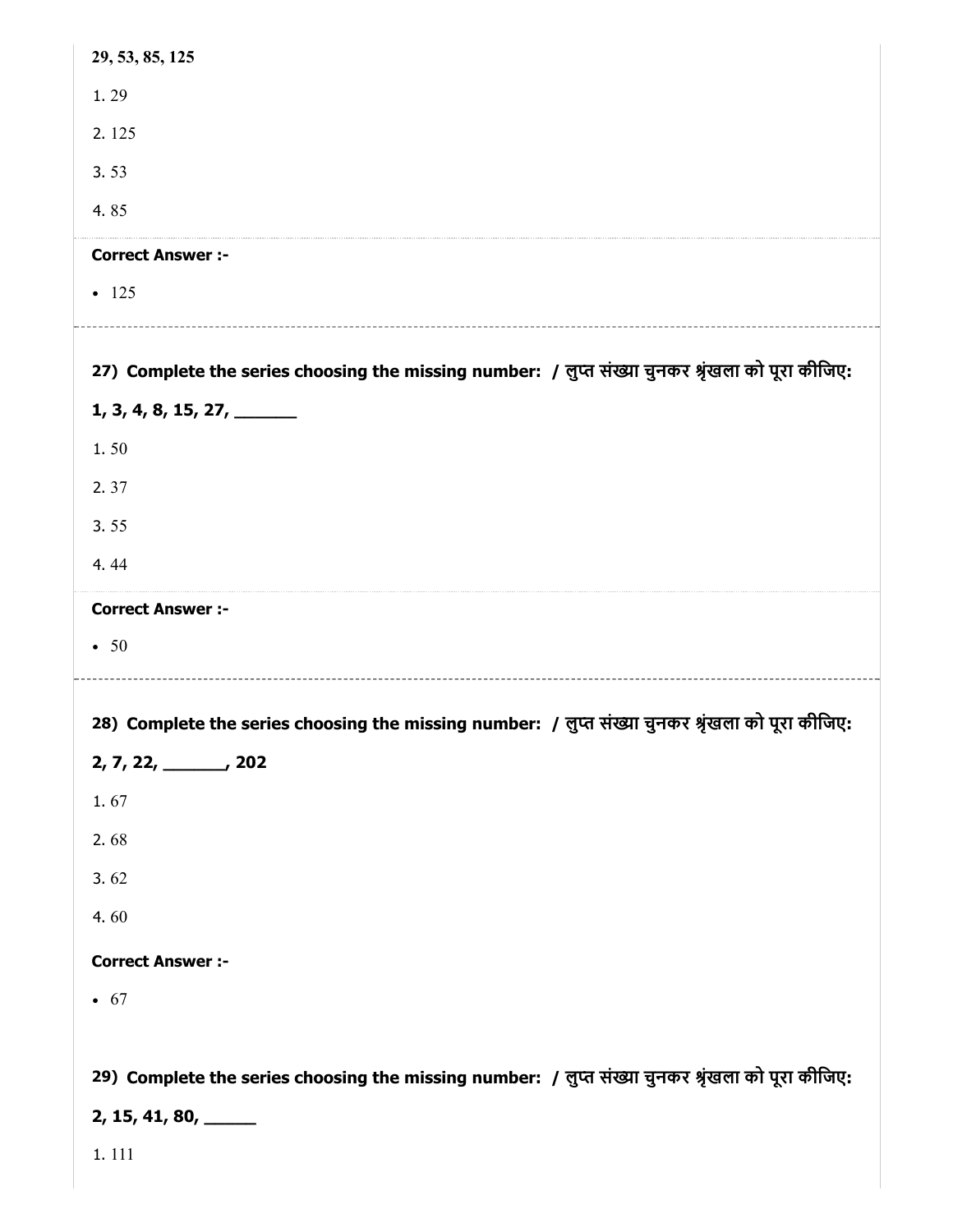29, 53, 85, 125

1. 29

2. 125

3. 53

4. 85

**Correct Answer :-**

- 125

---

**27) Complete the series choosing the missing number: / लुप्त संख्या चुनकर श्रृंखला को पूरा कीजिए:**

**1, 3, 4, 8, 15, 27, _______**

1. 50

2. 37

3. 55

4. 44

**Correct Answer :-**

- 50

---

**28) Complete the series choosing the missing number: / लुप्त संख्या चुनकर श्रृंखला को पूरा कीजिए:**

**2, 7, 22, _______, 202**

1. 67

2. 68

3. 62

4. 60

**Correct Answer :-**

- 67

**29) Complete the series choosing the missing number: / लुप्त संख्या चुनकर श्रृंखला को पूरा कीजिए:**

**2, 15, 41, 80, ______**

1. 111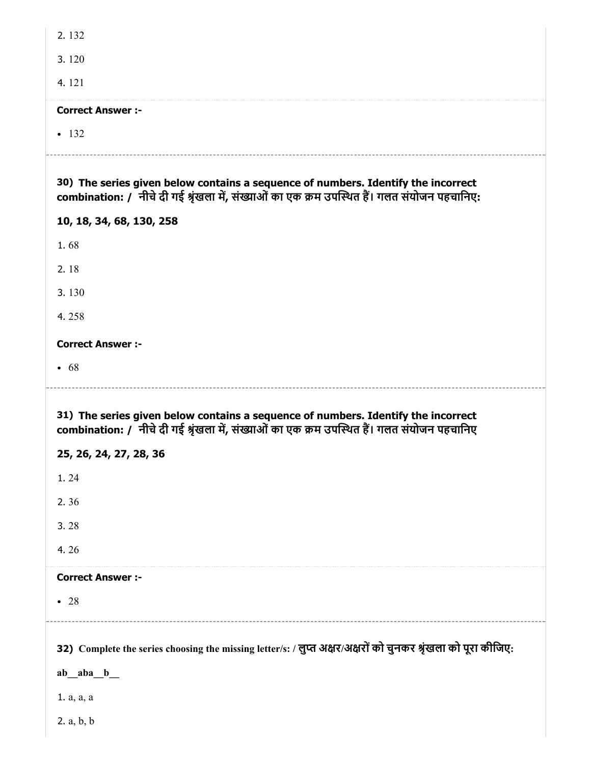2. 132

3. 120

4. 121

**Correct Answer :-**

- 132

**30) The series given below contains a sequence of numbers. Identify the incorrect combination: / नीचे दी गई श्रृंखला में, संख्याओं का एक क्रम उपस्थित हैं। गलत संयोजन पहचानिए:**

**10, 18, 34, 68, 130, 258**

1. 68

2. 18

3. 130

4. 258

**Correct Answer :-**

- 68

**31) The series given below contains a sequence of numbers. Identify the incorrect combination: / नीचे दी गई श्रृंखला में, संख्याओं का एक क्रम उपस्थित हैं। गलत संयोजन पहचानिए**

**25, 26, 24, 27, 28, 36**

1. 24

2. 36

3. 28

4. 26

**Correct Answer :-**

- 28

**32) Complete the series choosing the missing letter/s: / लुप्त अक्षर/अक्षरों को चुनकर श्रृंखला को पूरा कीजिए:**

**ab__aba__b__**

1. a, a, a

2. a, b, b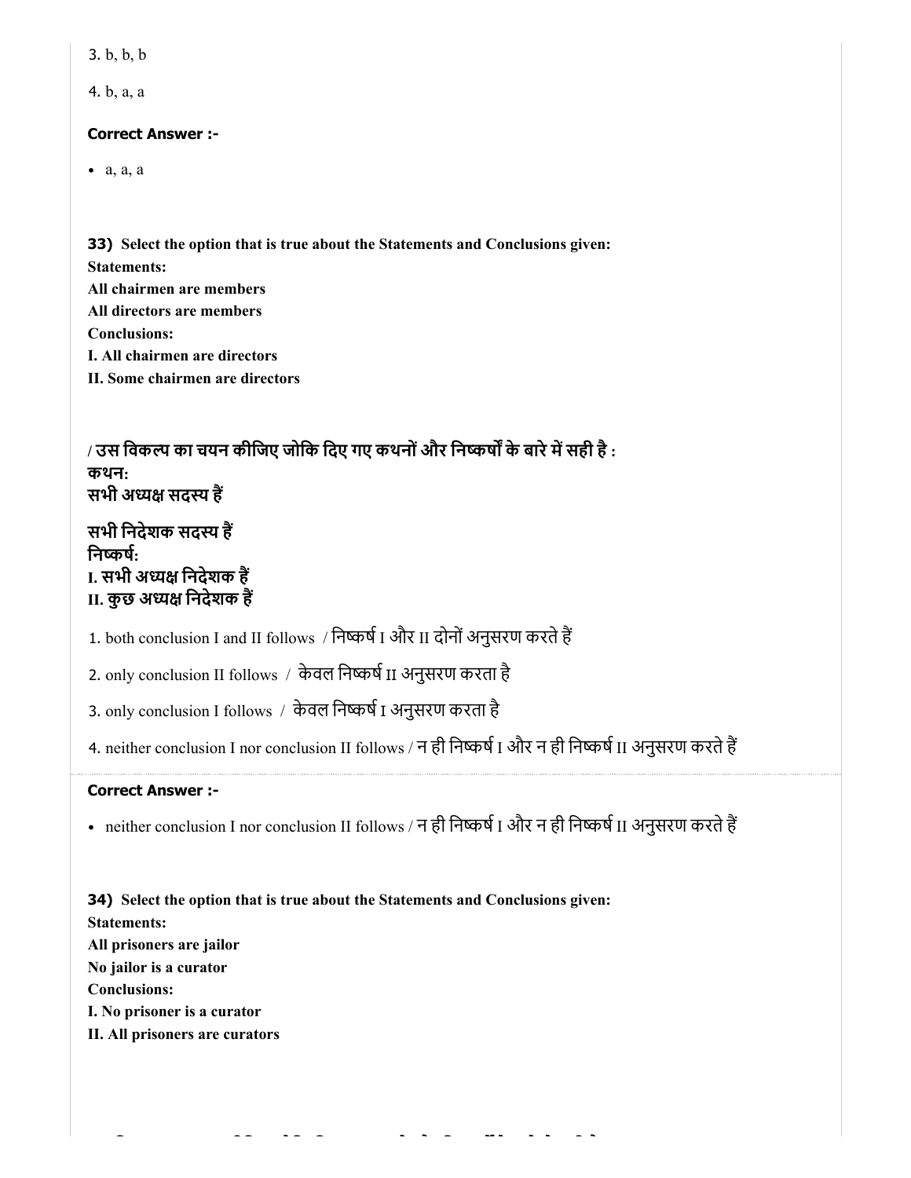3. b, b, b

4. b, a, a

**Correct Answer :-**

- a, a, a

**33)** **Select the option that is true about the Statements and Conclusions given:**
**Statements:**
**All chairmen are members**
**All directors are members**
**Conclusions:**
**I. All chairmen are directors**
**II. Some chairmen are directors**

**/ उस विकल्प का चयन कीजिए जोकि दिए गए कथनों और निष्कर्षों के बारे में सही है :**
**कथन:**
**सभी अध्यक्ष सदस्य हैं**

**सभी निदेशक सदस्य हैं**
**निष्कर्ष:**
**I. सभी अध्यक्ष निदेशक हैं**
**II. कुछ अध्यक्ष निदेशक हैं**

1. both conclusion I and II follows / निष्कर्ष I और II दोनों अनुसरण करते हैं

2. only conclusion II follows / केवल निष्कर्ष II अनुसरण करता है

3. only conclusion I follows / केवल निष्कर्ष I अनुसरण करता है

4. neither conclusion I nor conclusion II follows / न ही निष्कर्ष I और न ही निष्कर्ष II अनुसरण करते हैं

**Correct Answer :-**

- neither conclusion I nor conclusion II follows / न ही निष्कर्ष I और न ही निष्कर्ष II अनुसरण करते हैं

**34)** **Select the option that is true about the Statements and Conclusions given:**
**Statements:**
**All prisoners are jailor**
**No jailor is a curator**
**Conclusions:**
**I. No prisoner is a curator**
**II. All prisoners are curators**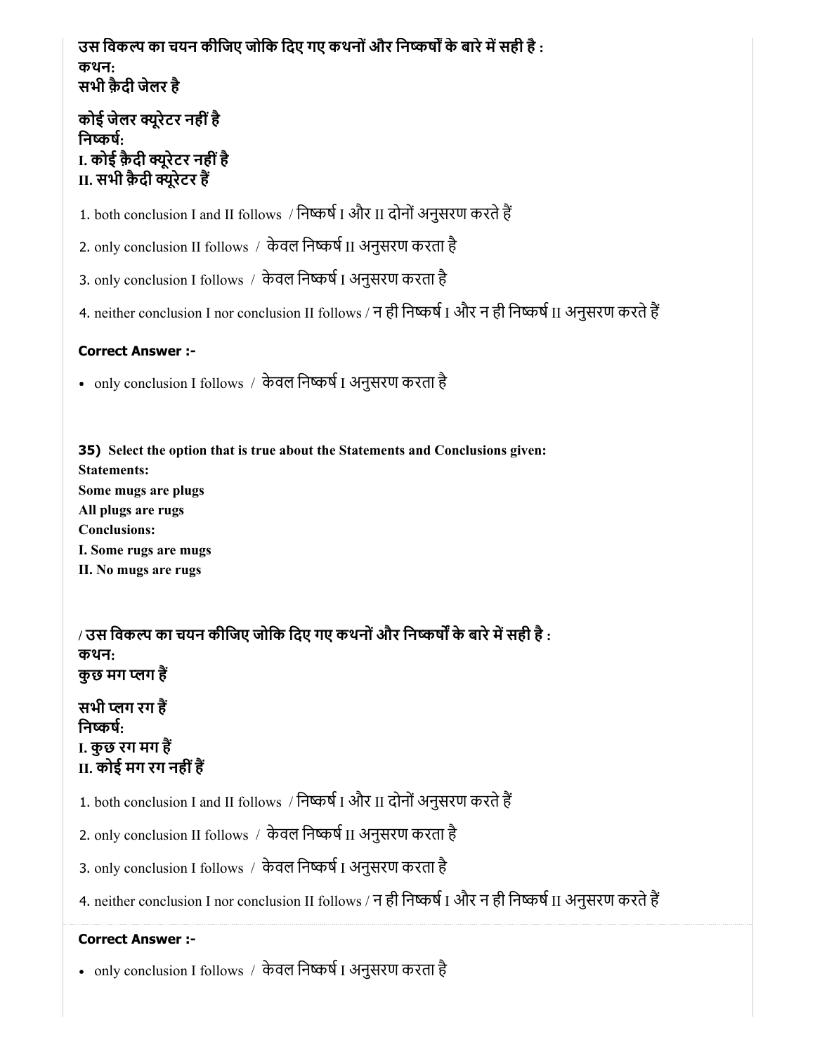**उस विकल्प का चयन कीजिए जोकि दिए गए कथनों और निष्कर्षों के बारे में सही है :**
**कथन:**
**सभी क़ैदी जेलर है**

**कोई जेलर क्यूरेटर नहीं है**
**निष्कर्ष:**
**I. कोई क़ैदी क्यूरेटर नहीं है**
**II. सभी क़ैदी क्यूरेटर हैं**

1. both conclusion I and II follows / निष्कर्ष I और II दोनों अनुसरण करते हैं
2. only conclusion II follows / केवल निष्कर्ष II अनुसरण करता है
3. only conclusion I follows / केवल निष्कर्ष I अनुसरण करता है
4. neither conclusion I nor conclusion II follows / न ही निष्कर्ष I और न ही निष्कर्ष II अनुसरण करते हैं

**Correct Answer :-**

- only conclusion I follows / केवल निष्कर्ष I अनुसरण करता है

**35) Select the option that is true about the Statements and Conclusions given:**
**Statements:**
**Some mugs are plugs**
**All plugs are rugs**
**Conclusions:**
**I. Some rugs are mugs**
**II. No mugs are rugs**

**/ उस विकल्प का चयन कीजिए जोकि दिए गए कथनों और निष्कर्षों के बारे में सही है :**
**कथन:**
**कुछ मग प्लग हैं**

**सभी प्लग रग हैं**
**निष्कर्ष:**
**I. कुछ रग मग हैं**
**II. कोई मग रग नहीं हैं**

1. both conclusion I and II follows / निष्कर्ष I और II दोनों अनुसरण करते हैं
2. only conclusion II follows / केवल निष्कर्ष II अनुसरण करता है
3. only conclusion I follows / केवल निष्कर्ष I अनुसरण करता है
4. neither conclusion I nor conclusion II follows / न ही निष्कर्ष I और न ही निष्कर्ष II अनुसरण करते हैं

**Correct Answer :-**

- only conclusion I follows / केवल निष्कर्ष I अनुसरण करता है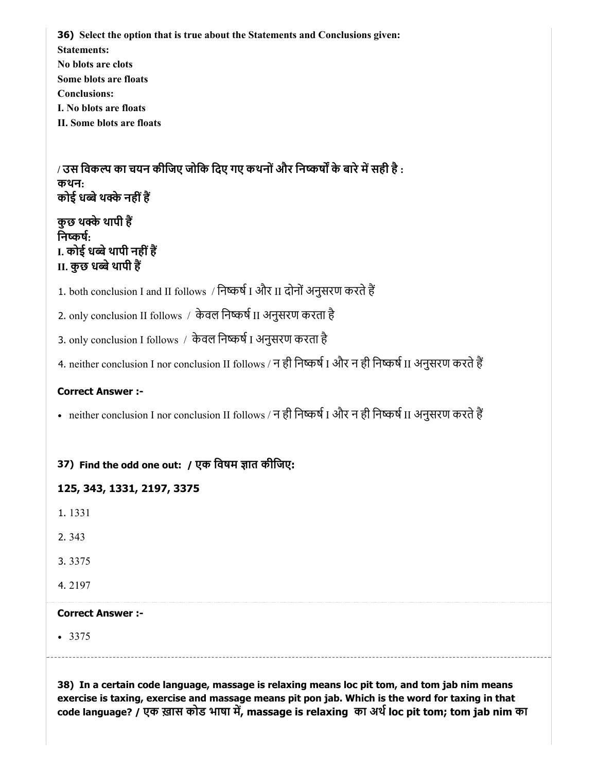**36) Select the option that is true about the Statements and Conclusions given:**
**Statements:**
**No blots are clots**
**Some blots are floats**
**Conclusions:**
**I. No blots are floats**
**II. Some blots are floats**

**/ उस विकल्प का चयन कीजिए जोकि दिए गए कथनों और निष्कर्षों के बारे में सही है :**
**कथन:**
**कोई धब्बे थक्के नहीं हैं**

**कुछ थक्के थापी हैं**
**निष्कर्ष:**
**I. कोई धब्बे थापी नहीं हैं**
**II. कुछ धब्बे थापी हैं**

1. both conclusion I and II follows / निष्कर्ष I और II दोनों अनुसरण करते हैं
2. only conclusion II follows / केवल निष्कर्ष II अनुसरण करता है
3. only conclusion I follows / केवल निष्कर्ष I अनुसरण करता है
4. neither conclusion I nor conclusion II follows / न ही निष्कर्ष I और न ही निष्कर्ष II अनुसरण करते हैं

**Correct Answer :-**

- neither conclusion I nor conclusion II follows / न ही निष्कर्ष I और न ही निष्कर्ष II अनुसरण करते हैं

**37) Find the odd one out: / एक विषम ज्ञात कीजिए:**

**125, 343, 1331, 2197, 3375**

1. 1331
2. 343
3. 3375
4. 2197

**Correct Answer :-**

- 3375

**38) In a certain code language, massage is relaxing means loc pit tom, and tom jab nim means exercise is taxing, exercise and massage means pit pon jab. Which is the word for taxing in that code language? / एक ख़ास कोड भाषा में, massage is relaxing का अर्थ loc pit tom; tom jab nim का**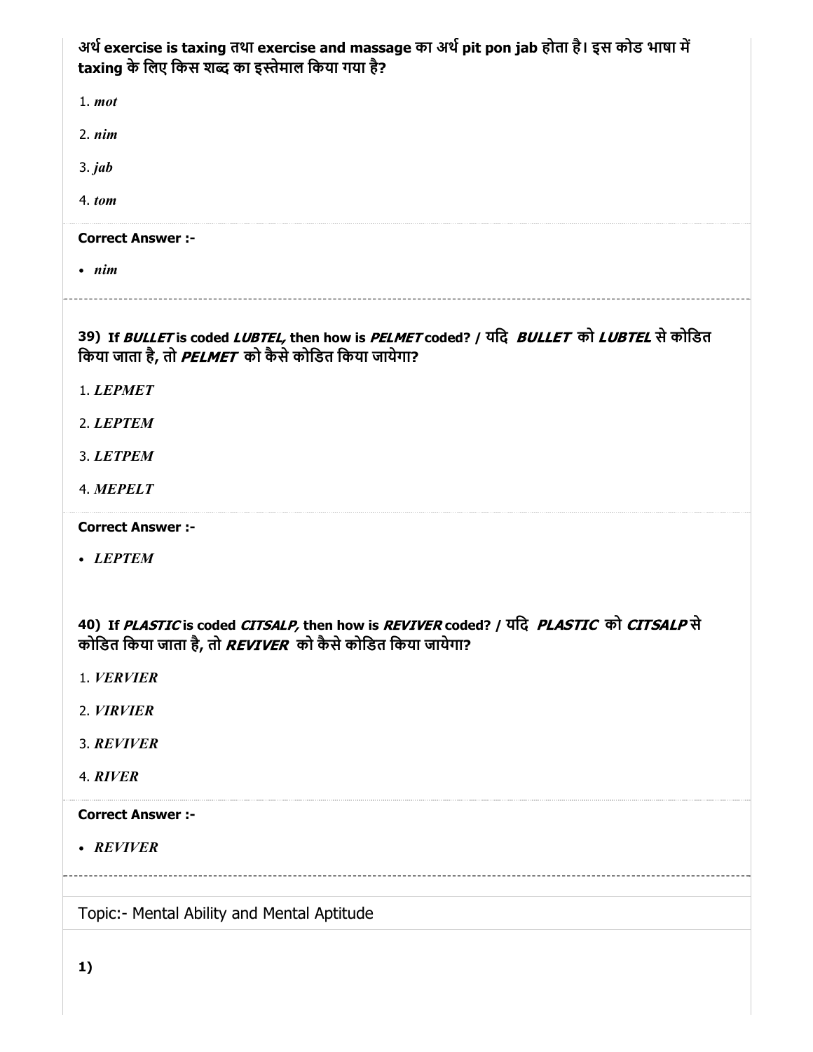**अर्थ exercise is taxing तथा exercise and massage का अर्थ pit pon jab होता है। इस कोड भाषा में taxing के लिए किस शब्द का इस्तेमाल किया गया है?**

1. *mot*

2. *nim*

3. *jab*

4. *tom*

**Correct Answer :-**

- *nim*

**39) If *BULLET* is coded *LUBTEL*, then how is *PELMET* coded? / यदि *BULLET* को *LUBTEL* से कोडित किया जाता है, तो *PELMET* को कैसे कोडित किया जायेगा?**

1. *LEPMET*

2. *LEPTEM*

3. *LETPEM*

4. *MEPELT*

**Correct Answer :-**

- *LEPTEM*

**40) If *PLASTIC* is coded *CITSALP*, then how is *REVIVER* coded? / यदि *PLASTIC* को *CITSALP* से कोडित किया जाता है, तो *REVIVER* को कैसे कोडित किया जायेगा?**

1. *VERVIER*

2. *VIRVIER*

3. *REVIVER*

4. *RIVER*

**Correct Answer :-**

- *REVIVER*

Topic:- Mental Ability and Mental Aptitude

**1)**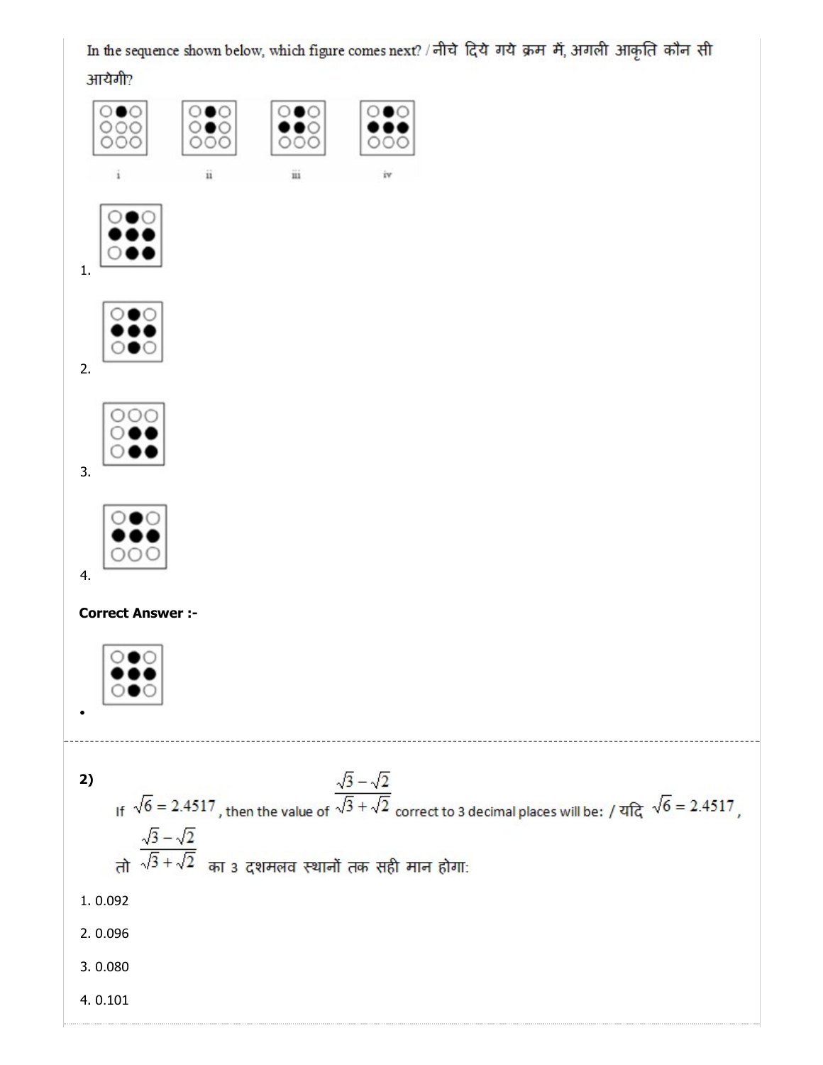In the sequence shown below, which figure comes next? / नीचे दिये गये क्रम में, अगली आकृति कौन सी आयेगी?

i ii iii iv

1.

2.

3.

4.

**Correct Answer :-**

- 

---

**2)**

If $\sqrt{6} = 2.4517$, then the value of $\frac{\sqrt{3}-\sqrt{2}}{\sqrt{3}+\sqrt{2}}$ correct to 3 decimal places will be: / यदि $\sqrt{6} = 2.4517$, तो $\frac{\sqrt{3}-\sqrt{2}}{\sqrt{3}+\sqrt{2}}$ का 3 दशमलव स्थानों तक सही मान होगा:

1. 0.092

2. 0.096

3. 0.080

4. 0.101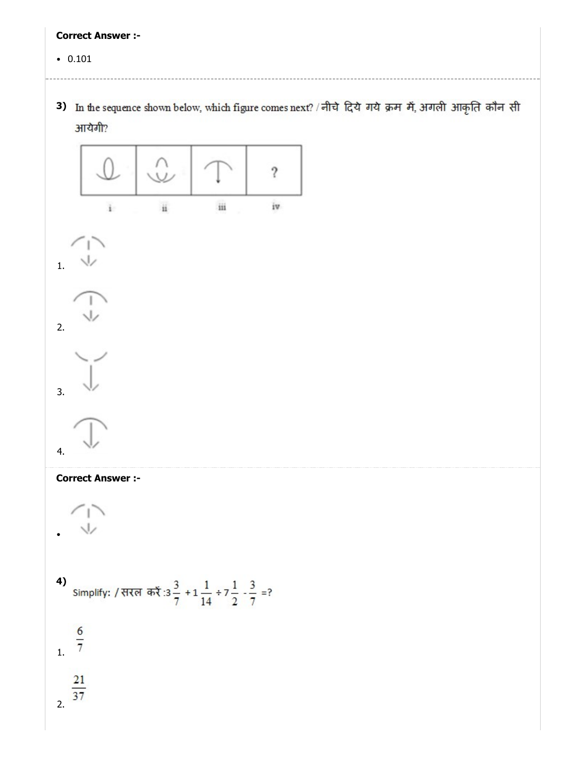**Correct Answer :-**

- 0.101

---

**3)** In the sequence shown below, which figure comes next? / नीचे दिये गये क्रम में, अगली आकृति कौन सी आयेगी?

i ii iii iv

1.

2.

3.

4.

**Correct Answer :-**

- 

---

**4)** Simplify: / सरल करें : $3\frac{3}{7} + 1\frac{1}{14} \div 7\frac{1}{2} - \frac{3}{7} = ?$

1. $\frac{6}{7}$

2. $\frac{21}{37}$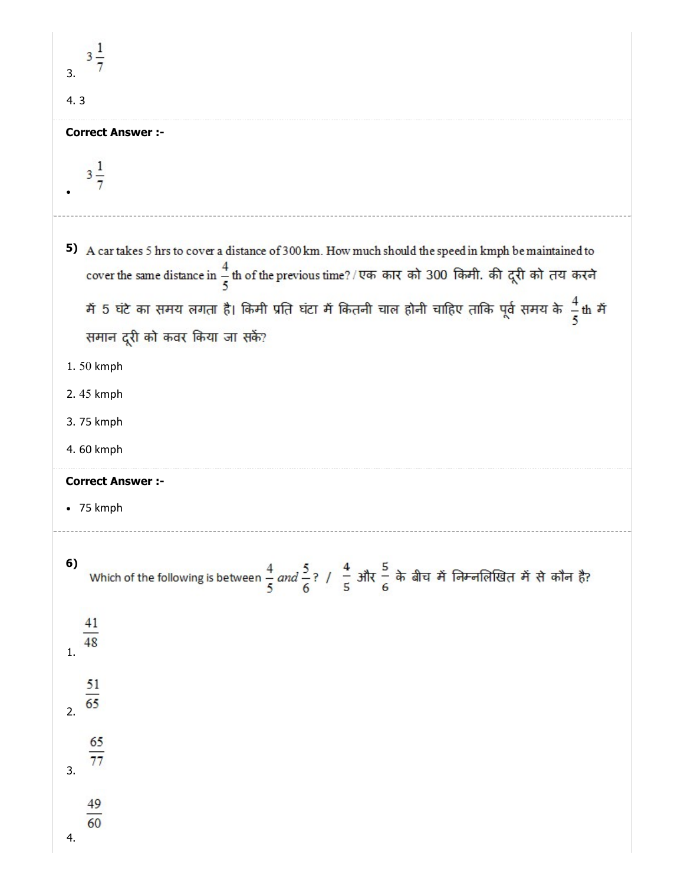3. $3\frac{1}{7}$

4. 3

**Correct Answer :-**

- $3\frac{1}{7}$

---

**5)** A car takes 5 hrs to cover a distance of 300 km. How much should the speed in kmph be maintained to cover the same distance in $\frac{4}{5}$th of the previous time? / एक कार को 300 किमी. की दूरी को तय करने में 5 घंटे का समय लगता है। किमी प्रति घंटा में कितनी चाल होनी चाहिए ताकि पूर्व समय के $\frac{4}{5}$th में समान दूरी को कवर किया जा सकें?

1. 50 kmph

2. 45 kmph

3. 75 kmph

4. 60 kmph

**Correct Answer :-**

- 75 kmph

---

**6)** Which of the following is between $\frac{4}{5}$ *and* $\frac{5}{6}$? / $\frac{4}{5}$ और $\frac{5}{6}$ के बीच में निम्नलिखित में से कौन है?

1. $\frac{41}{48}$

2. $\frac{51}{65}$

3. $\frac{65}{77}$

4. $\frac{49}{60}$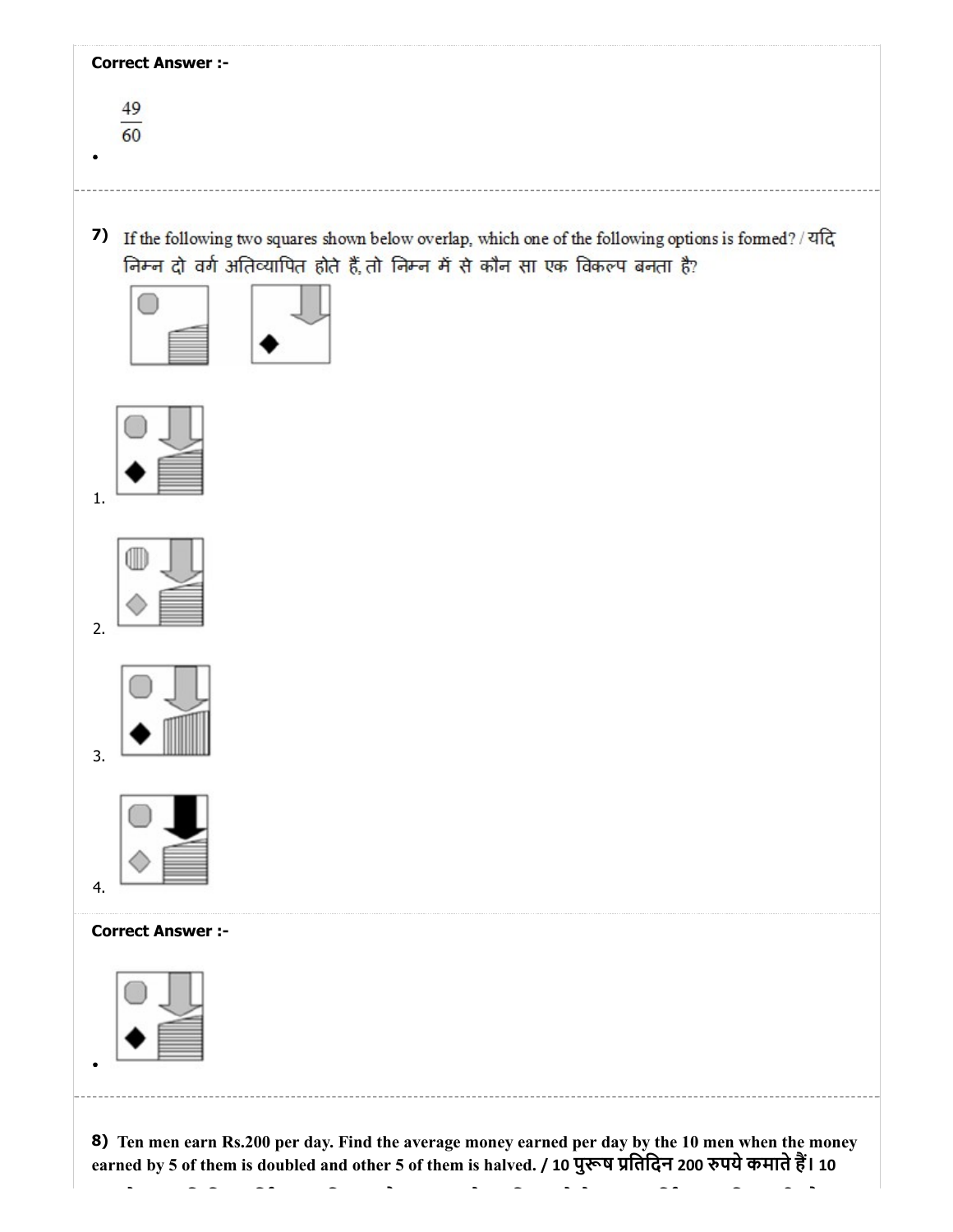**Correct Answer :-**

- $\frac{49}{60}$

---

**7)** If the following two squares shown below overlap, which one of the following options is formed? / यदि निम्न दो वर्ग अतिव्यापित होते हैं, तो निम्न में से कौन सा एक विकल्प बनता है?

1. 
2. 
3. 
4. 

**Correct Answer :-**

- 

---

**8)** **Ten men earn Rs.200 per day. Find the average money earned per day by the 10 men when the money earned by 5 of them is doubled and other 5 of them is halved. / 10 पुरूष प्रतिदिन 200 रुपये कमाते हैं। 10**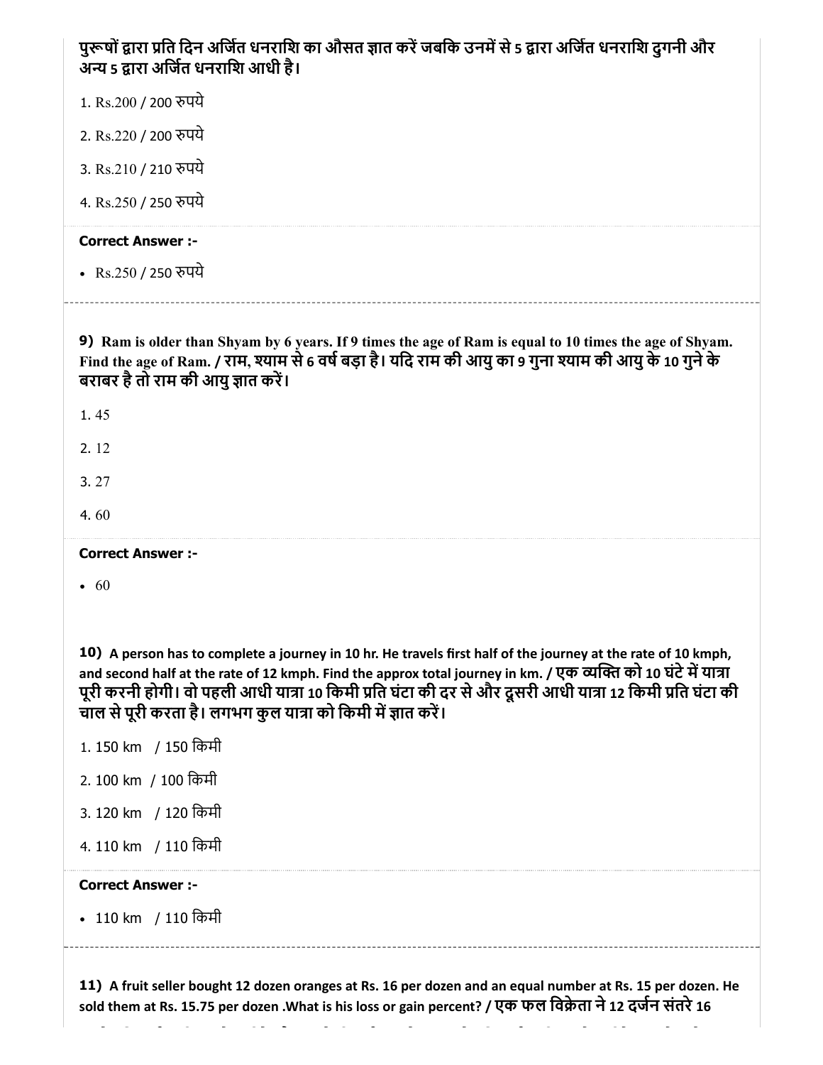पुरूषों द्वारा प्रति दिन अर्जित धनराशि का औसत ज्ञात करें जबकि उनमें से 5 द्वारा अर्जित धनराशि दुगनी और अन्य 5 द्वारा अर्जित धनराशि आधी है।

1. Rs.200 / 200 रुपये
2. Rs.220 / 200 रुपये
3. Rs.210 / 210 रुपये
4. Rs.250 / 250 रुपये

**Correct Answer :-**

- Rs.250 / 250 रुपये

---

**9)** **Ram is older than Shyam by 6 years. If 9 times the age of Ram is equal to 10 times the age of Shyam. Find the age of Ram. / राम, श्याम से 6 वर्ष बड़ा है। यदि राम की आयु का 9 गुना श्याम की आयु के 10 गुने के बराबर है तो राम की आयु ज्ञात करें।**

1. 45
2. 12
3. 27
4. 60

**Correct Answer :-**

- 60

---

**10)** **A person has to complete a journey in 10 hr. He travels first half of the journey at the rate of 10 kmph, and second half at the rate of 12 kmph. Find the approx total journey in km. / एक व्यक्ति को 10 घंटे में यात्रा पूरी करनी होगी। वो पहली आधी यात्रा 10 किमी प्रति घंटा की दर से और दूसरी आधी यात्रा 12 किमी प्रति घंटा की चाल से पूरी करता है। लगभग कुल यात्रा को किमी में ज्ञात करें।**

1. 150 km / 150 किमी
2. 100 km / 100 किमी
3. 120 km / 120 किमी
4. 110 km / 110 किमी

**Correct Answer :-**

- 110 km / 110 किमी

---

**11)** **A fruit seller bought 12 dozen oranges at Rs. 16 per dozen and an equal number at Rs. 15 per dozen. He sold them at Rs. 15.75 per dozen .What is his loss or gain percent? / एक फल विक्रेता ने 12 दर्जन संतरे 16**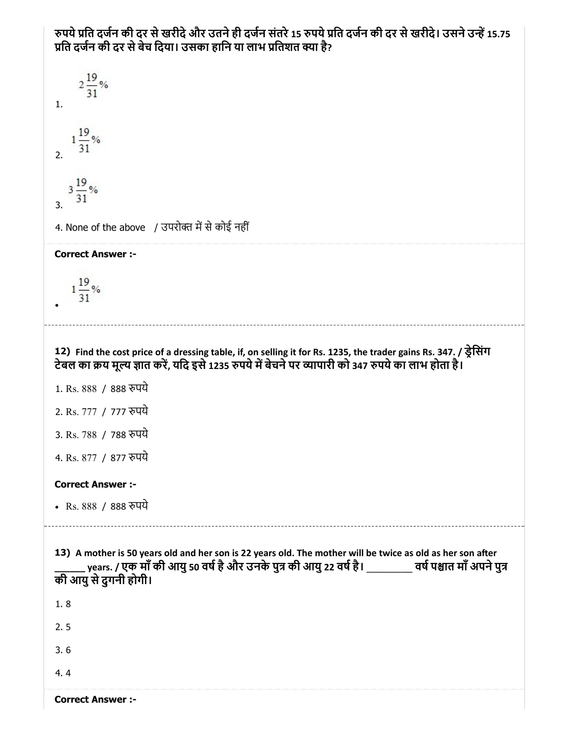**रुपये प्रति दर्जन की दर से खरीदे और उतने ही दर्जन संतरे 15 रुपये प्रति दर्जन की दर से खरीदे। उसने उन्हें 15.75 प्रति दर्जन की दर से बेच दिया। उसका हानि या लाभ प्रतिशत क्या है?**

1. $2\frac{19}{31}\%$

2. $1\frac{19}{31}\%$

3. $3\frac{19}{31}\%$

4. None of the above / उपरोक्त में से कोई नहीं

**Correct Answer :-**

- $1\frac{19}{31}\%$

---

**12) Find the cost price of a dressing table, if, on selling it for Rs. 1235, the trader gains Rs. 347. / ड्रेसिंग टेबल का क्रय मूल्य ज्ञात करें, यदि इसे 1235 रुपये में बेचने पर व्यापारी को 347 रुपये का लाभ होता है।**

1. Rs. 888 / 888 रुपये

2. Rs. 777 / 777 रुपये

3. Rs. 788 / 788 रुपये

4. Rs. 877 / 877 रुपये

**Correct Answer :-**

- Rs. 888 / 888 रुपये

---

**13) A mother is 50 years old and her son is 22 years old. The mother will be twice as old as her son after ______ years. / एक माँ की आयु 50 वर्ष है और उनके पुत्र की आयु 22 वर्ष है। ________ वर्ष पश्चात माँ अपने पुत्र की आयु से दुगनी होगी।**

1. 8

2. 5

3. 6

4. 4

**Correct Answer :-**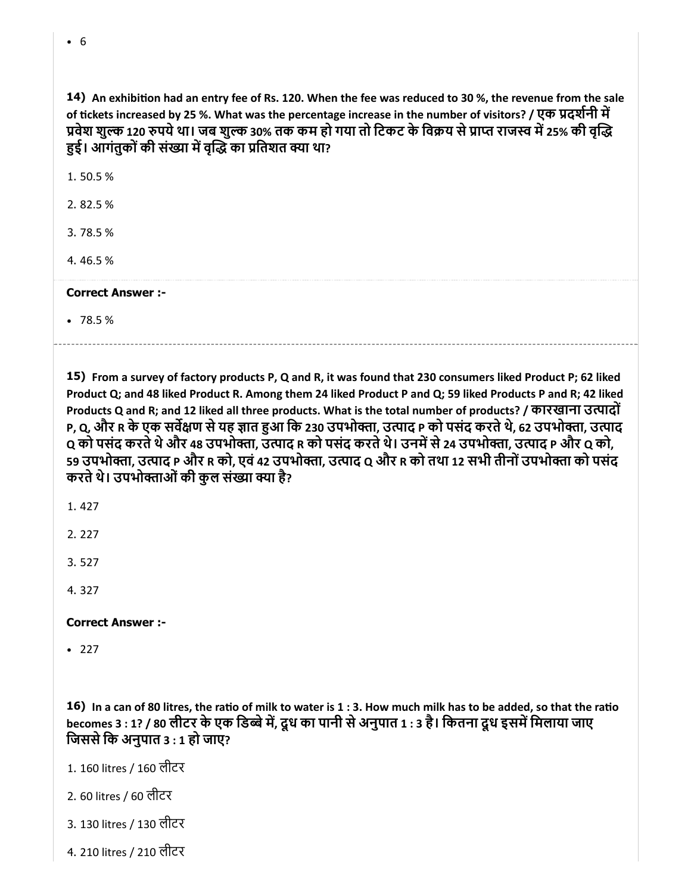- 6

**14)** **An exhibition had an entry fee of Rs. 120. When the fee was reduced to 30 %, the revenue from the sale of tickets increased by 25 %. What was the percentage increase in the number of visitors? / एक प्रदर्शनी में प्रवेश शुल्क 120 रुपये था। जब शुल्क 30% तक कम हो गया तो टिकट के विक्रय से प्राप्त राजस्व में 25% की वृद्धि हुई। आगंतुकों की संख्या में वृद्धि का प्रतिशत क्या था?**

1. 50.5 %

2. 82.5 %

3. 78.5 %

4. 46.5 %

**Correct Answer :-**

- 78.5 %

---

**15)** **From a survey of factory products P, Q and R, it was found that 230 consumers liked Product P; 62 liked Product Q; and 48 liked Product R. Among them 24 liked Product P and Q; 59 liked Products P and R; 42 liked Products Q and R; and 12 liked all three products. What is the total number of products? / कारखाना उत्पादों P, Q, और R के एक सर्वेक्षण से यह ज्ञात हुआ कि 230 उपभोक्ता, उत्पाद P को पसंद करते थे, 62 उपभोक्ता, उत्पाद Q को पसंद करते थे और 48 उपभोक्ता, उत्पाद R को पसंद करते थे। उनमें से 24 उपभोक्ता, उत्पाद P और Q को, 59 उपभोक्ता, उत्पाद P और R को, एवं 42 उपभोक्ता, उत्पाद Q और R को तथा 12 सभी तीनों उपभोक्ता को पसंद करते थे। उपभोक्ताओं की कुल संख्या क्या है?**

1. 427

2. 227

3. 527

4. 327

**Correct Answer :-**

- 227

**16)** **In a can of 80 litres, the ratio of milk to water is 1 : 3. How much milk has to be added, so that the ratio becomes 3 : 1? / 80 लीटर के एक डिब्बे में, दूध का पानी से अनुपात 1 : 3 है। कितना दूध इसमें मिलाया जाए जिससे कि अनुपात 3 : 1 हो जाए?**

1. 160 litres / 160 लीटर

2. 60 litres / 60 लीटर

3. 130 litres / 130 लीटर

4. 210 litres / 210 लीटर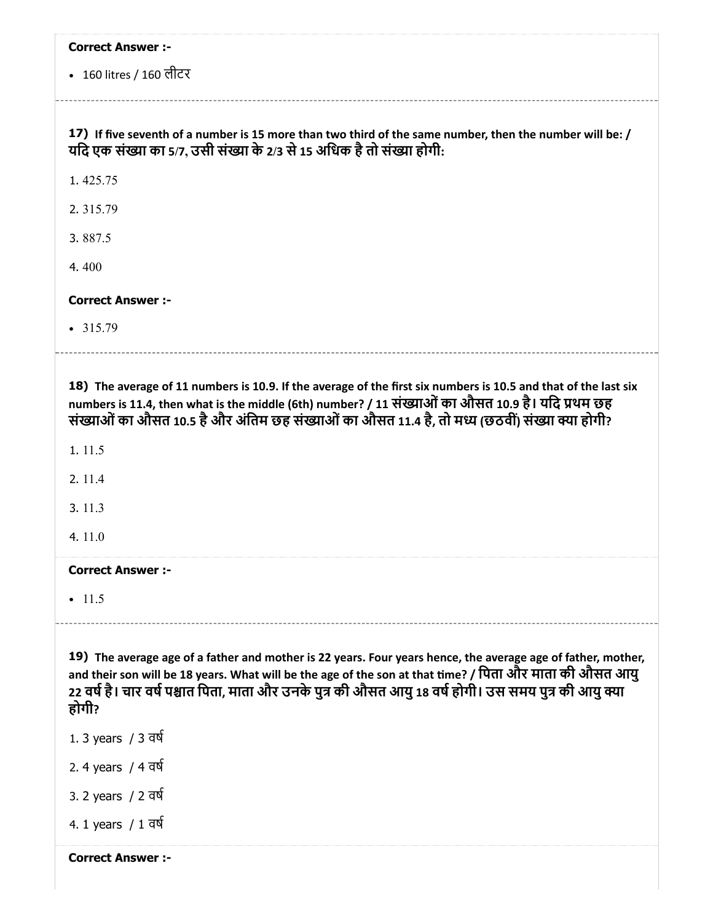**Correct Answer :-**

- 160 litres / 160 लीटर

---

**17)** **If five seventh of a number is 15 more than two third of the same number, then the number will be: / यदि एक संख्या का 5/7, उसी संख्या के 2/3 से 15 अधिक है तो संख्या होगी:**

1. 425.75

2. 315.79

3. 887.5

4. 400

**Correct Answer :-**

- 315.79

---

**18)** **The average of 11 numbers is 10.9. If the average of the first six numbers is 10.5 and that of the last six numbers is 11.4, then what is the middle (6th) number? / 11 संख्याओं का औसत 10.9 है। यदि प्रथम छह संख्याओं का औसत 10.5 है और अंतिम छह संख्याओं का औसत 11.4 है, तो मध्य (छठवीं) संख्या क्या होगी?**

1. 11.5

2. 11.4

3. 11.3

4. 11.0

**Correct Answer :-**

- 11.5

---

**19)** **The average age of a father and mother is 22 years. Four years hence, the average age of father, mother, and their son will be 18 years. What will be the age of the son at that time? / पिता और माता की औसत आयु 22 वर्ष है। चार वर्ष पश्चात पिता, माता और उनके पुत्र की औसत आयु 18 वर्ष होगी। उस समय पुत्र की आयु क्या होगी?**

1. 3 years / 3 वर्ष

2. 4 years / 4 वर्ष

3. 2 years / 2 वर्ष

4. 1 years / 1 वर्ष

**Correct Answer :-**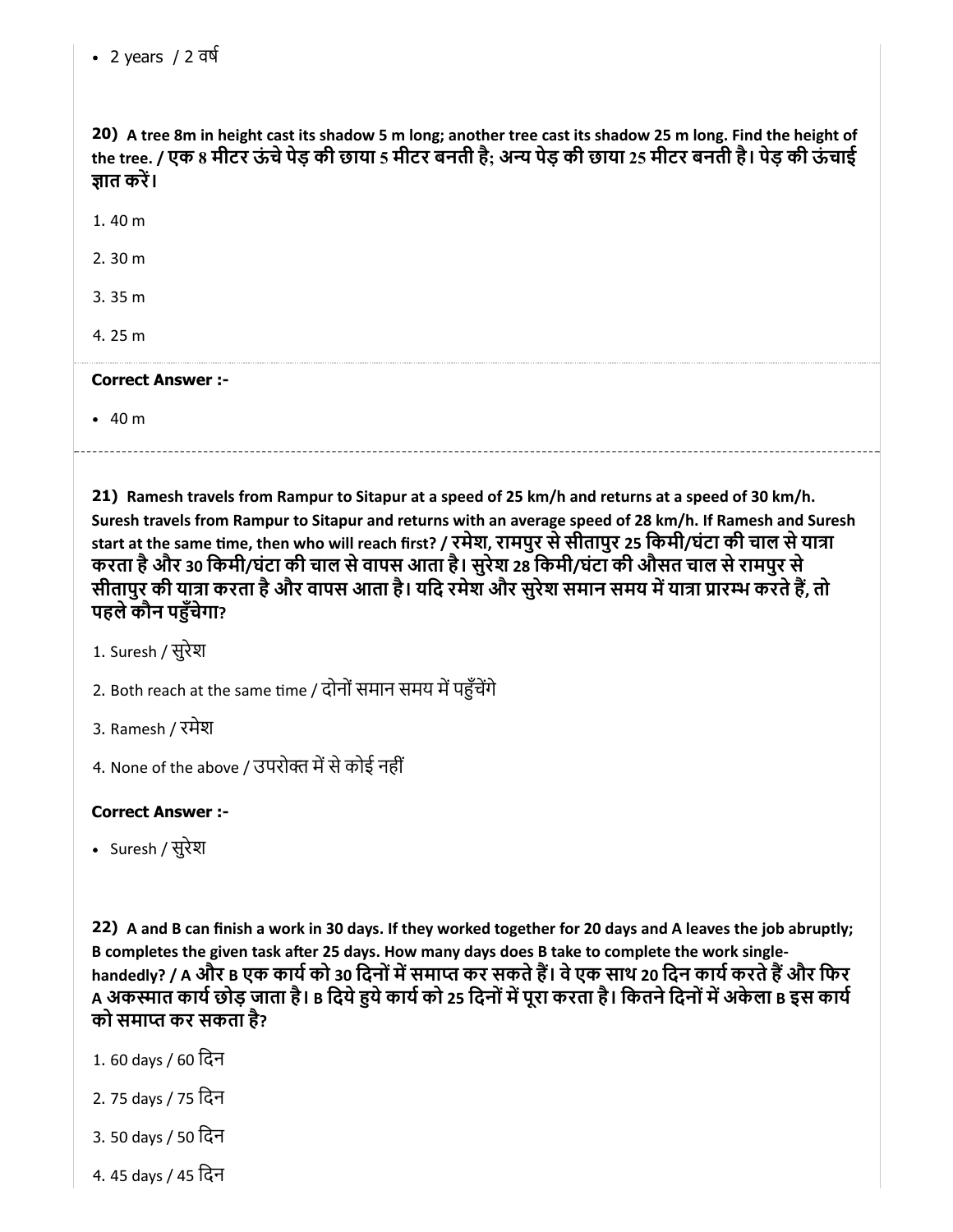- 2 years / 2 वर्ष

**20)** **A tree 8m in height cast its shadow 5 m long; another tree cast its shadow 25 m long. Find the height of the tree. / एक 8 मीटर ऊंचे पेड़ की छाया 5 मीटर बनती है; अन्य पेड़ की छाया 25 मीटर बनती है। पेड़ की ऊंचाई ज्ञात करें।**

1. 40 m
2. 30 m
3. 35 m
4. 25 m

**Correct Answer :-**

- 40 m

---

**21)** **Ramesh travels from Rampur to Sitapur at a speed of 25 km/h and returns at a speed of 30 km/h. Suresh travels from Rampur to Sitapur and returns with an average speed of 28 km/h. If Ramesh and Suresh start at the same time, then who will reach first? / रमेश, रामपुर से सीतापुर 25 किमी/घंटा की चाल से यात्रा करता है और 30 किमी/घंटा की चाल से वापस आता है। सुरेश 28 किमी/घंटा की औसत चाल से रामपुर से सीतापुर की यात्रा करता है और वापस आता है। यदि रमेश और सुरेश समान समय में यात्रा प्रारम्भ करते हैं, तो पहले कौन पहुँचेगा?**

1. Suresh / सुरेश
2. Both reach at the same time / दोनों समान समय में पहुँचेंगे
3. Ramesh / रमेश
4. None of the above / उपरोक्त में से कोई नहीं

**Correct Answer :-**

- Suresh / सुरेश

**22)** **A and B can finish a work in 30 days. If they worked together for 20 days and A leaves the job abruptly; B completes the given task after 25 days. How many days does B take to complete the work single-handedly? / A और B एक कार्य को 30 दिनों में समाप्त कर सकते हैं। वे एक साथ 20 दिन कार्य करते हैं और फिर A अकस्मात कार्य छोड़ जाता है। B दिये हुये कार्य को 25 दिनों में पूरा करता है। कितने दिनों में अकेला B इस कार्य को समाप्त कर सकता है?**

1. 60 days / 60 दिन
2. 75 days / 75 दिन
3. 50 days / 50 दिन
4. 45 days / 45 दिन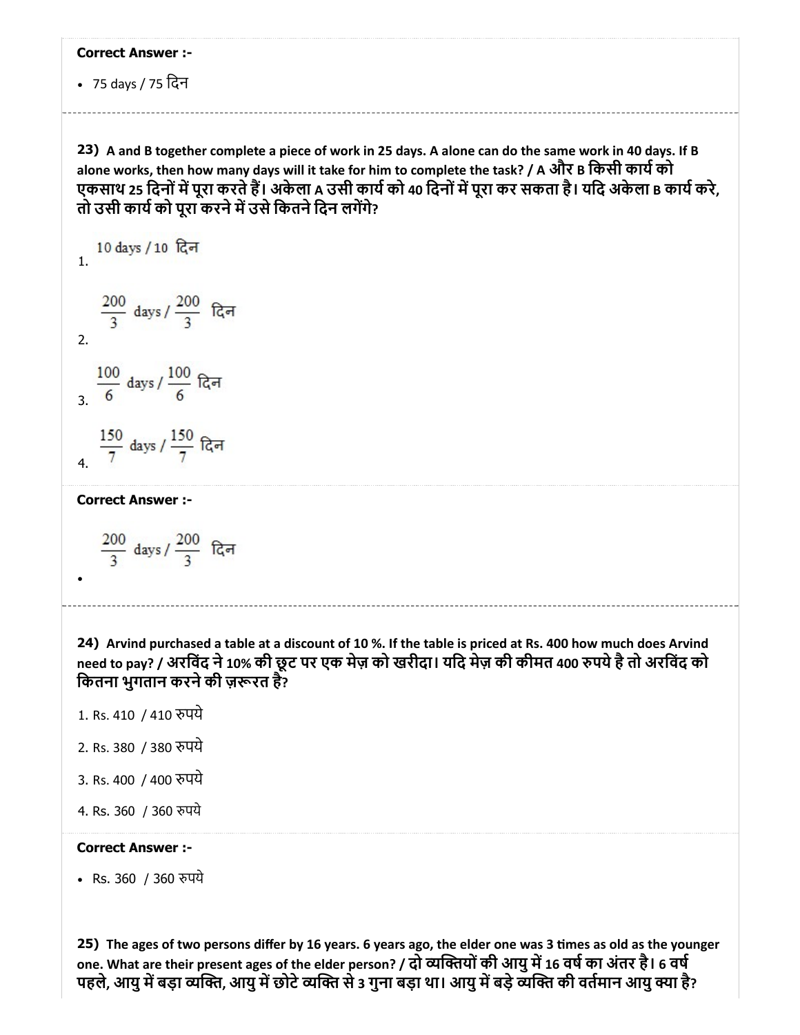**Correct Answer :-**

- 75 days / 75 दिन

---

**23)** **A and B together complete a piece of work in 25 days. A alone can do the same work in 40 days. If B alone works, then how many days will it take for him to complete the task? / A और B किसी कार्य को एकसाथ 25 दिनों में पूरा करते हैं। अकेला A उसी कार्य को 40 दिनों में पूरा कर सकता है। यदि अकेला B कार्य करे, तो उसी कार्य को पूरा करने में उसे कितने दिन लगेंगे?**

1. 10 days / 10 दिन

2. $\frac{200}{3}$ days / $\frac{200}{3}$ दिन

3. $\frac{100}{6}$ days / $\frac{100}{6}$ दिन

4. $\frac{150}{7}$ days / $\frac{150}{7}$ दिन

**Correct Answer :-**

- $\frac{200}{3}$ days / $\frac{200}{3}$ दिन

---

**24)** **Arvind purchased a table at a discount of 10 %. If the table is priced at Rs. 400 how much does Arvind need to pay? / अरविंद ने 10% की छूट पर एक मेज़ को खरीदा। यदि मेज़ की कीमत 400 रुपये है तो अरविंद को कितना भुगतान करने की ज़रूरत है?**

1. Rs. 410 / 410 रुपये

2. Rs. 380 / 380 रुपये

3. Rs. 400 / 400 रुपये

4. Rs. 360 / 360 रुपये

**Correct Answer :-**

- Rs. 360 / 360 रुपये

**25)** **The ages of two persons differ by 16 years. 6 years ago, the elder one was 3 times as old as the younger one. What are their present ages of the elder person? / दो व्यक्तियों की आयु में 16 वर्ष का अंतर है। 6 वर्ष पहले, आयु में बड़ा व्यक्ति, आयु में छोटे व्यक्ति से 3 गुना बड़ा था। आयु में बड़े व्यक्ति की वर्तमान आयु क्या है?**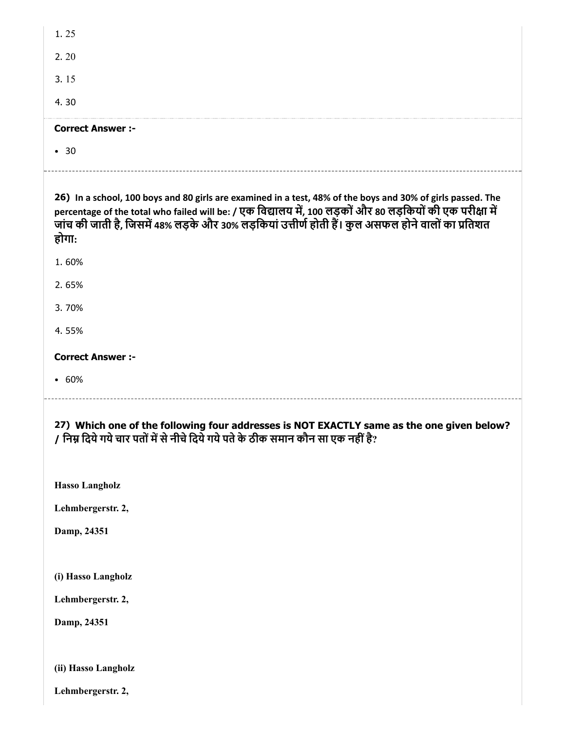1. 25

2. 20

3. 15

4. 30

**Correct Answer :-**

- 30

26) **In a school, 100 boys and 80 girls are examined in a test, 48% of the boys and 30% of girls passed. The percentage of the total who failed will be: / एक विद्यालय में, 100 लड़कों और 80 लड़कियों की एक परीक्षा में जांच की जाती है, जिसमें 48% लड़के और 30% लड़कियां उत्तीर्ण होती हैं। कुल असफल होने वालों का प्रतिशत होगा:**

1. 60%

2. 65%

3. 70%

4. 55%

**Correct Answer :-**

- 60%

27) **Which one of the following four addresses is NOT EXACTLY same as the one given below? / निम्न दिये गये चार पतों में से नीचे दिये गये पते के ठीक समान कौन सा एक नहीं है?**

**Hasso Langholz**

**Lehmbergerstr. 2,**

**Damp, 24351**

**(i) Hasso Langholz**

**Lehmbergerstr. 2,**

**Damp, 24351**

**(ii) Hasso Langholz**

**Lehmbergerstr. 2,**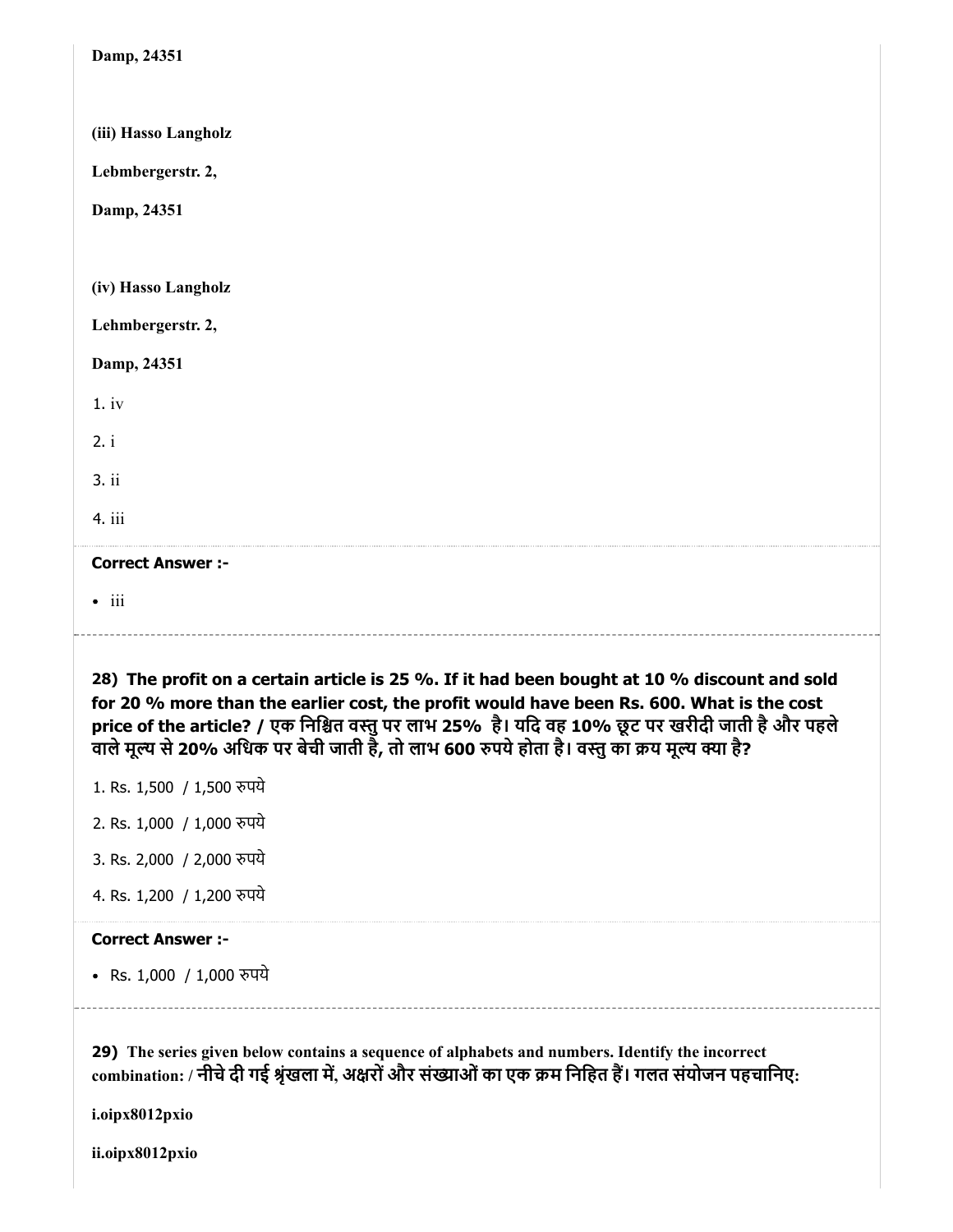Damp, 24351

(iii) Hasso Langholz

Lebmbergerstr. 2,

Damp, 24351

(iv) Hasso Langholz

Lehmbergerstr. 2,

Damp, 24351

1. iv

2. i

3. ii

4. iii

**Correct Answer :-**

- iii

---

**28) The profit on a certain article is 25 %. If it had been bought at 10 % discount and sold for 20 % more than the earlier cost, the profit would have been Rs. 600. What is the cost price of the article? / एक निश्चित वस्तु पर लाभ 25% है। यदि वह 10% छूट पर खरीदी जाती है और पहले वाले मूल्य से 20% अधिक पर बेची जाती है, तो लाभ 600 रुपये होता है। वस्तु का क्रय मूल्य क्या है?**

1. Rs. 1,500 / 1,500 रुपये

2. Rs. 1,000 / 1,000 रुपये

3. Rs. 2,000 / 2,000 रुपये

4. Rs. 1,200 / 1,200 रुपये

**Correct Answer :-**

- Rs. 1,000 / 1,000 रुपये

---

**29) The series given below contains a sequence of alphabets and numbers. Identify the incorrect combination: / नीचे दी गई श्रृंखला में, अक्षरों और संख्याओं का एक क्रम निहित हैं। गलत संयोजन पहचानिए:**

**i.oipx8012pxio**

**ii.oipx8012pxio**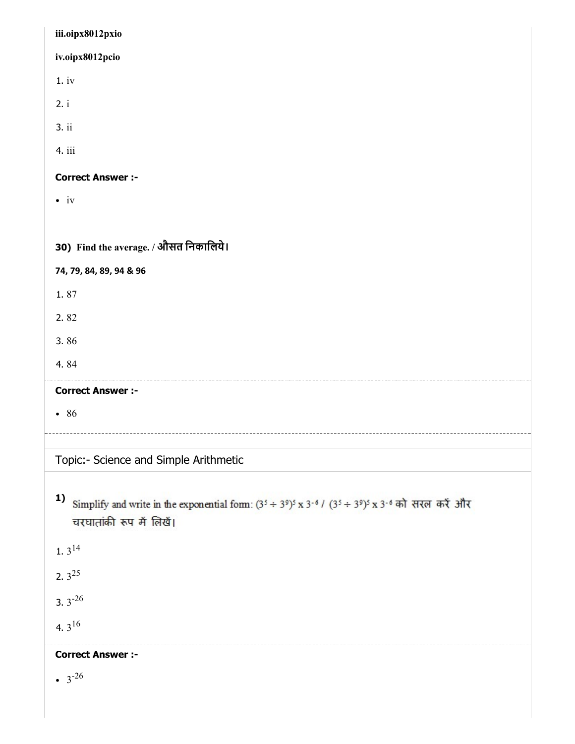iii.oipx8012pxio

iv.oipx8012pcio

1. iv

2. i

3. ii

4. iii

**Correct Answer :-**

- iv

**30) Find the average. / औसत निकालिये।**

**74, 79, 84, 89, 94 & 96**

1. 87

2. 82

3. 86

4. 84

**Correct Answer :-**

- 86

## Topic:- Science and Simple Arithmetic

**1)** Simplify and write in the exponential form: $(3^5 \div 3^9)^5 \times 3^{-6}$ / $(3^5 \div 3^9)^5 \times 3^{-6}$ को सरल करें और चरघातांकी रूप में लिखें।

1. $3^{14}$

2. $3^{25}$

3. $3^{-26}$

4. $3^{16}$

**Correct Answer :-**

- $3^{-26}$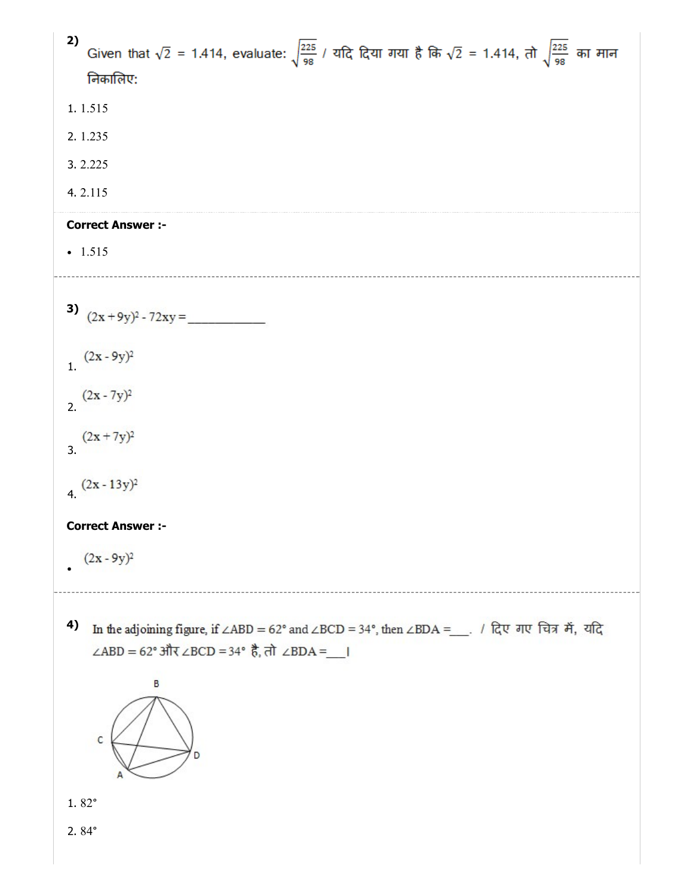2) Given that $\sqrt{2}$ = 1.414, evaluate: $\sqrt{\frac{225}{98}}$ / यदि दिया गया है कि $\sqrt{2}$ = 1.414, तो $\sqrt{\frac{225}{98}}$ का मान निकालिए:

1. 1.515
2. 1.235
3. 2.225
4. 2.115

**Correct Answer :-**

- 1.515

---

3) $(2x + 9y)^2 - 72xy =$ ____________

1. $(2x - 9y)^2$
2. $(2x - 7y)^2$
3. $(2x + 7y)^2$
4. $(2x - 13y)^2$

**Correct Answer :-**

- $(2x - 9y)^2$

---

4) In the adjoining figure, if $\angle ABD = 62°$ and $\angle BCD = 34°$, then $\angle BDA =$ ___. / दिए गए चित्र में, यदि $\angle ABD = 62°$ और $\angle BCD = 34°$ है, तो $\angle BDA =$ ___।

1. 82°
2. 84°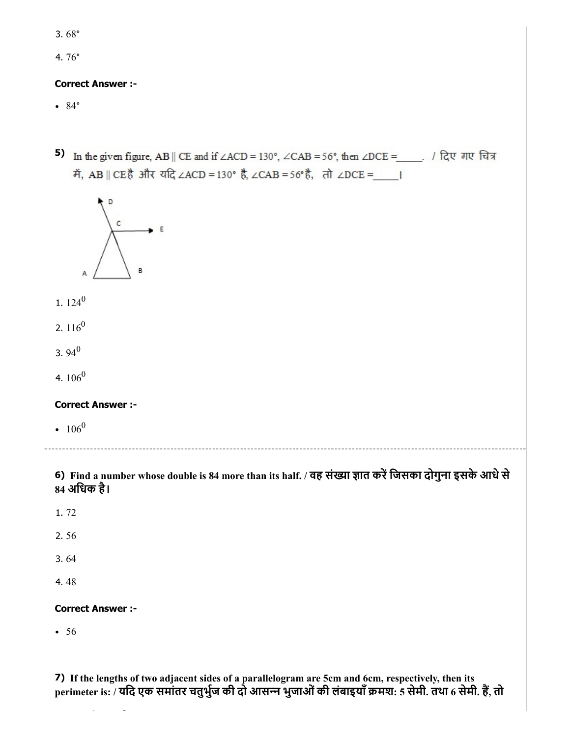3. 68°

4. 76°

**Correct Answer :-**

- 84°

**5)** In the given figure, AB || CE and if ∠ACD = 130°, ∠CAB = 56°, then ∠DCE =_____. / दिए गए चित्र में, AB || CE है और यदि ∠ACD = 130° है, ∠CAB = 56° है, तो ∠DCE =_____।

1. $124^0$

2. $116^0$

3. $94^0$

4. $106^0$

**Correct Answer :-**

- $106^0$

---

**6)** **Find a number whose double is 84 more than its half. / वह संख्या ज्ञात करें जिसका दोगुना इसके आधे से 84 अधिक है।**

1. 72

2. 56

3. 64

4. 48

**Correct Answer :-**

- 56

**7)** **If the lengths of two adjacent sides of a parallelogram are 5cm and 6cm, respectively, then its perimeter is: / यदि एक समांतर चतुर्भुज की दो आसन्न भुजाओं की लंबाइयाँ क्रमश: 5 सेमी. तथा 6 सेमी. हैं, तो**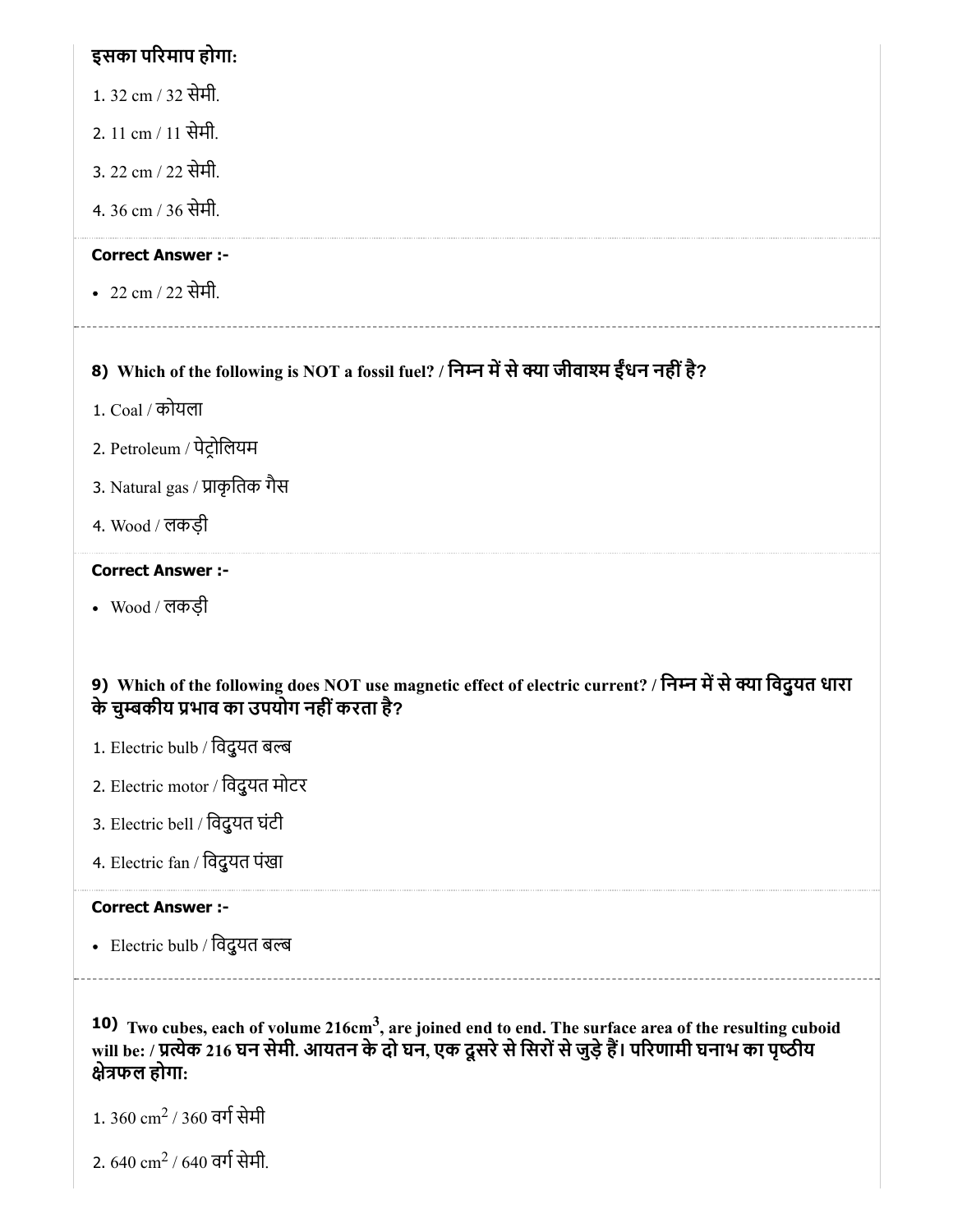**इसका परिमाप होगा:**

1. 32 cm / 32 सेमी.
2. 11 cm / 11 सेमी.
3. 22 cm / 22 सेमी.
4. 36 cm / 36 सेमी.

**Correct Answer :-**

- 22 cm / 22 सेमी.

---

**8) Which of the following is NOT a fossil fuel? / निम्न में से क्या जीवाश्म ईंधन नहीं है?**

1. Coal / कोयला
2. Petroleum / पेट्रोलियम
3. Natural gas / प्राकृतिक गैस
4. Wood / लकड़ी

**Correct Answer :-**

- Wood / लकड़ी

**9) Which of the following does NOT use magnetic effect of electric current? / निम्न में से क्या विदुयत धारा के चुम्बकीय प्रभाव का उपयोग नहीं करता है?**

1. Electric bulb / विदुयत बल्ब
2. Electric motor / विदुयत मोटर
3. Electric bell / विदुयत घंटी
4. Electric fan / विदुयत पंखा

**Correct Answer :-**

- Electric bulb / विदुयत बल्ब

---

**10) Two cubes, each of volume 216cm$^3$, are joined end to end. The surface area of the resulting cuboid will be: / प्रत्येक 216 घन सेमी. आयतन के दो घन, एक दूसरे से सिरों से जुड़े हैं। परिणामी घनाभ का पृष्ठीय क्षेत्रफल होगा:**

1. 360 cm$^2$ / 360 वर्ग सेमी
2. 640 cm$^2$ / 640 वर्ग सेमी.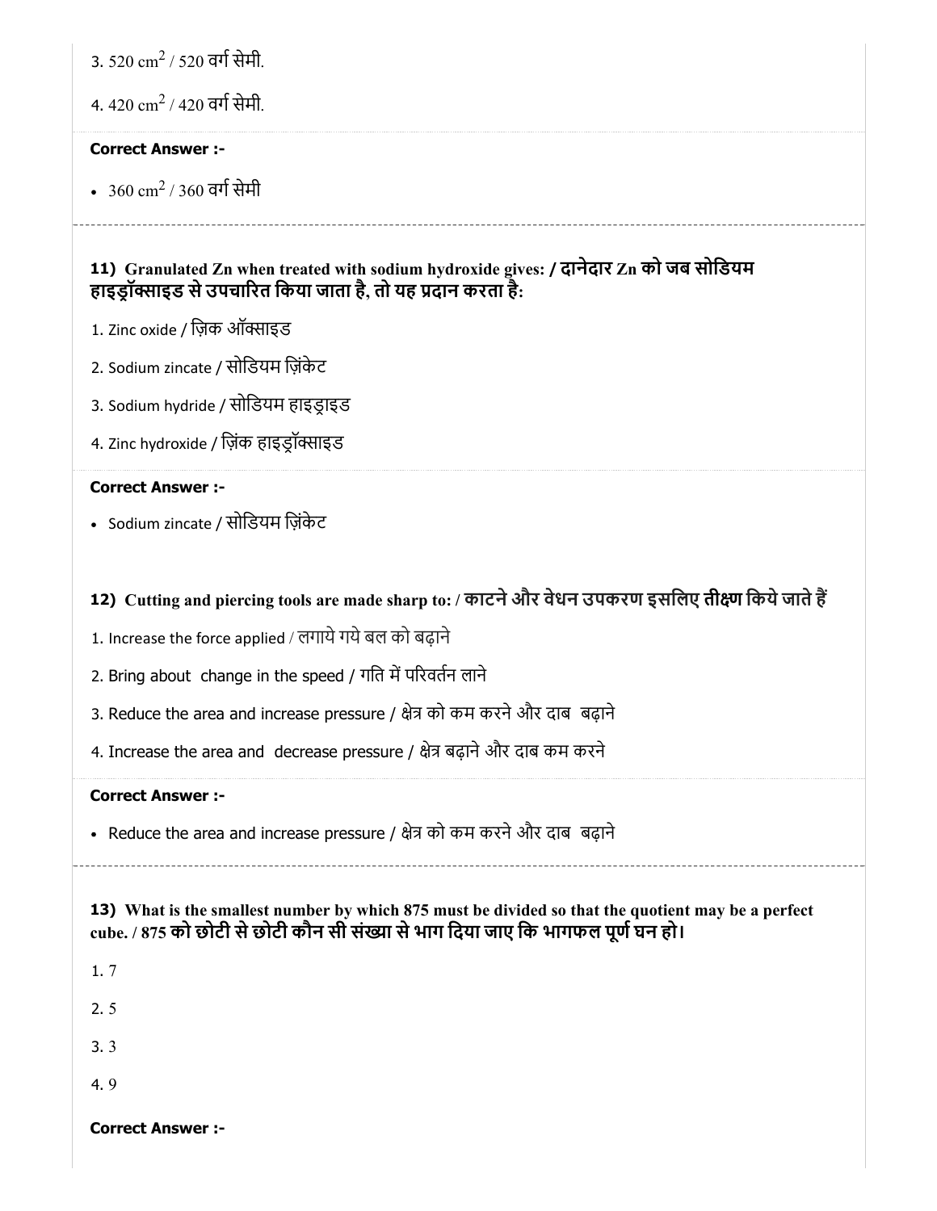3. 520 $cm^2$ / 520 वर्ग सेमी.

4. 420 $cm^2$ / 420 वर्ग सेमी.

**Correct Answer :-**

- 360 $cm^2$ / 360 वर्ग सेमी

---

**11) Granulated Zn when treated with sodium hydroxide gives: / दानेदार Zn को जब सोडियम हाइड्रॉक्साइड से उपचारित किया जाता है, तो यह प्रदान करता है:**

1. Zinc oxide / ज़िंक ऑक्साइड

2. Sodium zincate / सोडियम ज़िंकेट

3. Sodium hydride / सोडियम हाइड्राइड

4. Zinc hydroxide / ज़िंक हाइड्रॉक्साइड

**Correct Answer :-**

- Sodium zincate / सोडियम ज़िंकेट

**12) Cutting and piercing tools are made sharp to: / काटने और वेधन उपकरण इसलिए तीक्ष्ण किये जाते हैं**

1. Increase the force applied / लगाये गये बल को बढ़ाने

2. Bring about change in the speed / गति में परिवर्तन लाने

3. Reduce the area and increase pressure / क्षेत्र को कम करने और दाब बढ़ाने

4. Increase the area and decrease pressure / क्षेत्र बढ़ाने और दाब कम करने

**Correct Answer :-**

- Reduce the area and increase pressure / क्षेत्र को कम करने और दाब बढ़ाने

---

**13) What is the smallest number by which 875 must be divided so that the quotient may be a perfect cube. / 875 को छोटी से छोटी कौन सी संख्या से भाग दिया जाए कि भागफल पूर्ण घन हो।**

1. 7

2. 5

3. 3

4. 9

**Correct Answer :-**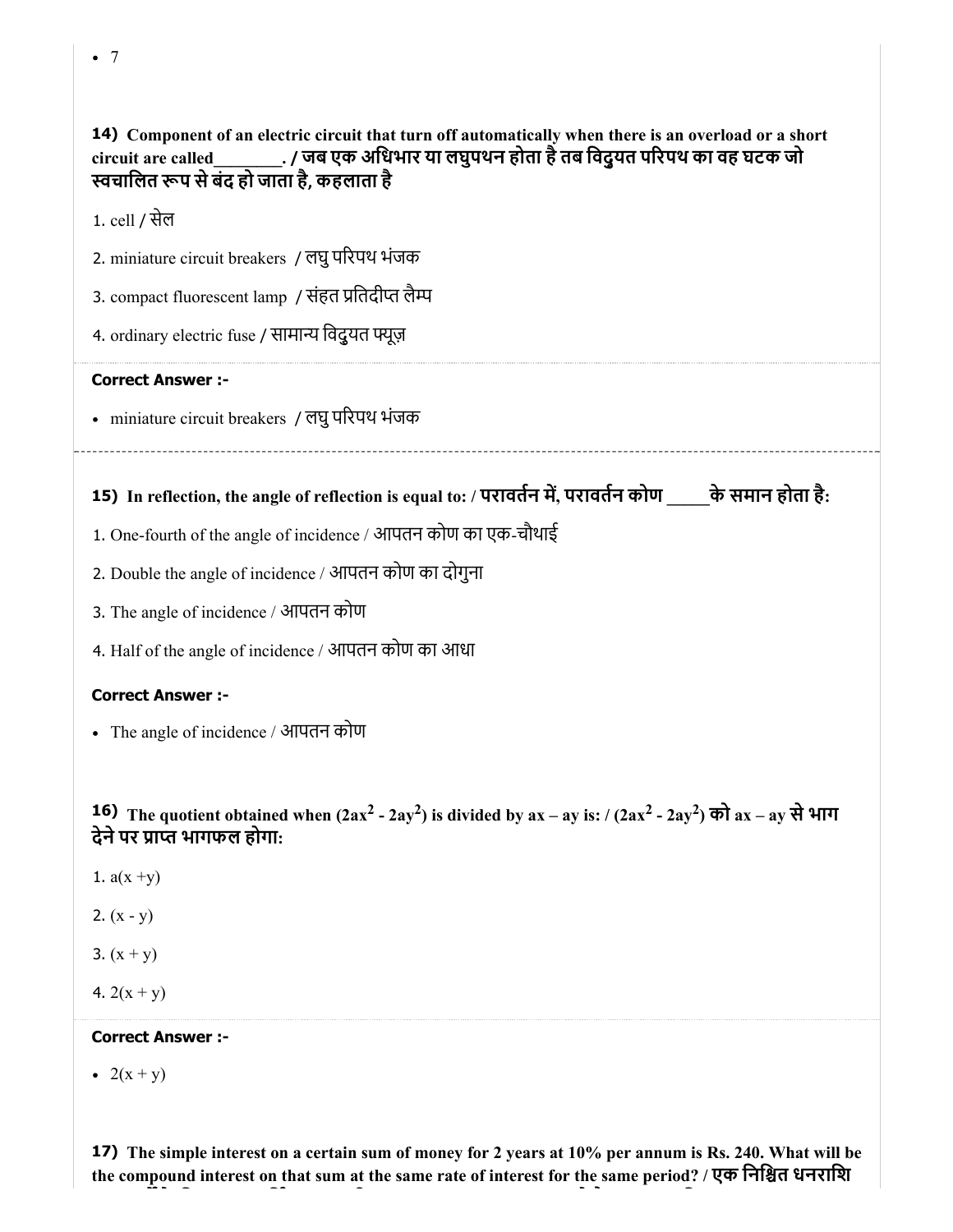- 7

**14) Component of an electric circuit that turn off automatically when there is an overload or a short circuit are called________. / जब एक अधिभार या लघुपथन होता है तब विद्युत परिपथ का वह घटक जो स्वचालित रूप से बंद हो जाता है, कहलाता है**

1. cell / सेल
2. miniature circuit breakers / लघु परिपथ भंजक
3. compact fluorescent lamp / संहत प्रतिदीप्त लैम्प
4. ordinary electric fuse / सामान्य विदुयत फ्यूज़

**Correct Answer :-**

- miniature circuit breakers / लघु परिपथ भंजक

**15) In reflection, the angle of reflection is equal to: / परावर्तन में, परावर्तन कोण _____के समान होता है:**

1. One-fourth of the angle of incidence / आपतन कोण का एक-चौथाई
2. Double the angle of incidence / आपतन कोण का दोगुना
3. The angle of incidence / आपतन कोण
4. Half of the angle of incidence / आपतन कोण का आधा

**Correct Answer :-**

- The angle of incidence / आपतन कोण

**16) The quotient obtained when $(2ax^2 - 2ay^2)$ is divided by $ax - ay$ is: / $(2ax^2 - 2ay^2)$ को $ax - ay$ से भाग देने पर प्राप्त भागफल होगा:**

1. $a(x + y)$
2. $(x - y)$
3. $(x + y)$
4. $2(x + y)$

**Correct Answer :-**

- $2(x + y)$

**17) The simple interest on a certain sum of money for 2 years at 10% per annum is Rs. 240. What will be the compound interest on that sum at the same rate of interest for the same period? / एक निश्चित धनराशि**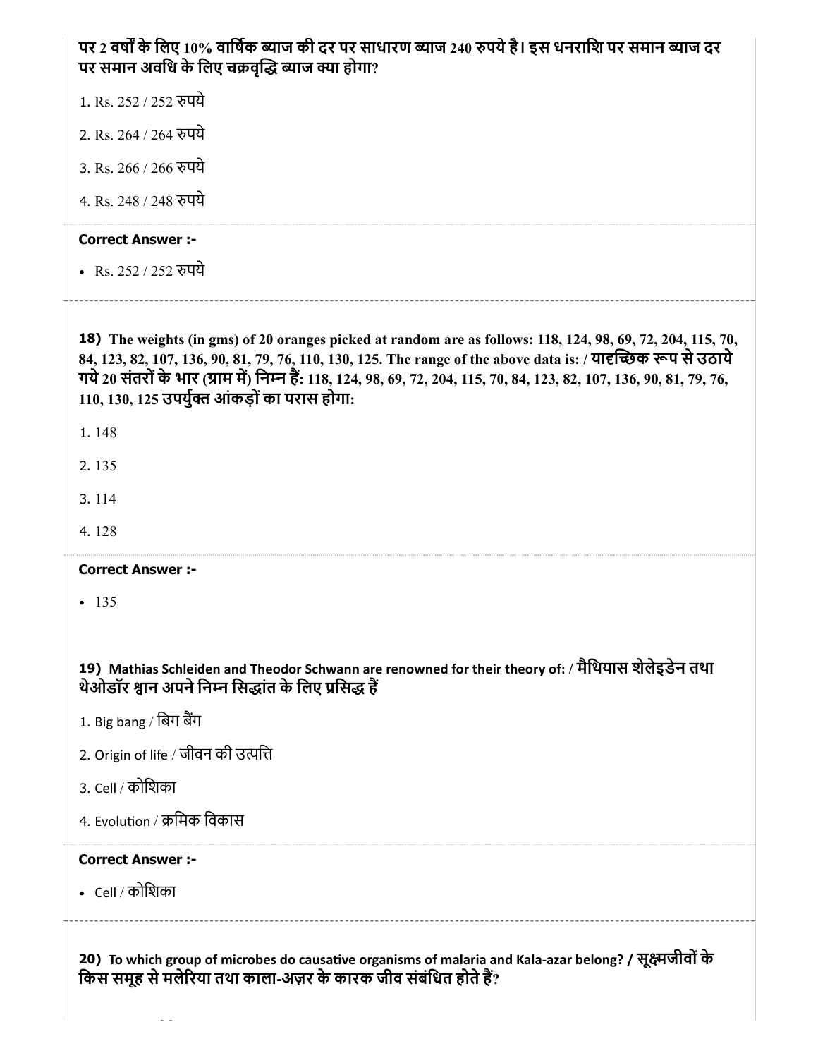पर 2 वर्षों के लिए 10% वार्षिक ब्याज की दर पर साधारण ब्याज 240 रुपये है। इस धनराशि पर समान ब्याज दर पर समान अवधि के लिए चक्रवृद्धि ब्याज क्या होगा?

1. Rs. 252 / 252 रुपये
2. Rs. 264 / 264 रुपये
3. Rs. 266 / 266 रुपये
4. Rs. 248 / 248 रुपये

**Correct Answer :-**

- Rs. 252 / 252 रुपये

---

**18) The weights (in gms) of 20 oranges picked at random are as follows: 118, 124, 98, 69, 72, 204, 115, 70, 84, 123, 82, 107, 136, 90, 81, 79, 76, 110, 130, 125. The range of the above data is: / यादृच्छिक रूप से उठाये गये 20 संतरों के भार (ग्राम में) निम्न हैं: 118, 124, 98, 69, 72, 204, 115, 70, 84, 123, 82, 107, 136, 90, 81, 79, 76, 110, 130, 125 उपर्युक्त आंकड़ों का परास होगा:**

1. 148
2. 135
3. 114
4. 128

**Correct Answer :-**

- 135

---

**19) Mathias Schleiden and Theodor Schwann are renowned for their theory of: / मैथियास शेलेइडेन तथा थेओडॉर श्वान अपने निम्न सिद्धांत के लिए प्रसिद्ध हैं**

1. Big bang / बिग बैंग
2. Origin of life / जीवन की उत्पत्ति
3. Cell / कोशिका
4. Evolution / क्रमिक विकास

**Correct Answer :-**

- Cell / कोशिका

---

**20) To which group of microbes do causative organisms of malaria and Kala-azar belong? / सूक्ष्मजीवों के किस समूह से मलेरिया तथा काला-अज़र के कारक जीव संबंधित होते हैं?**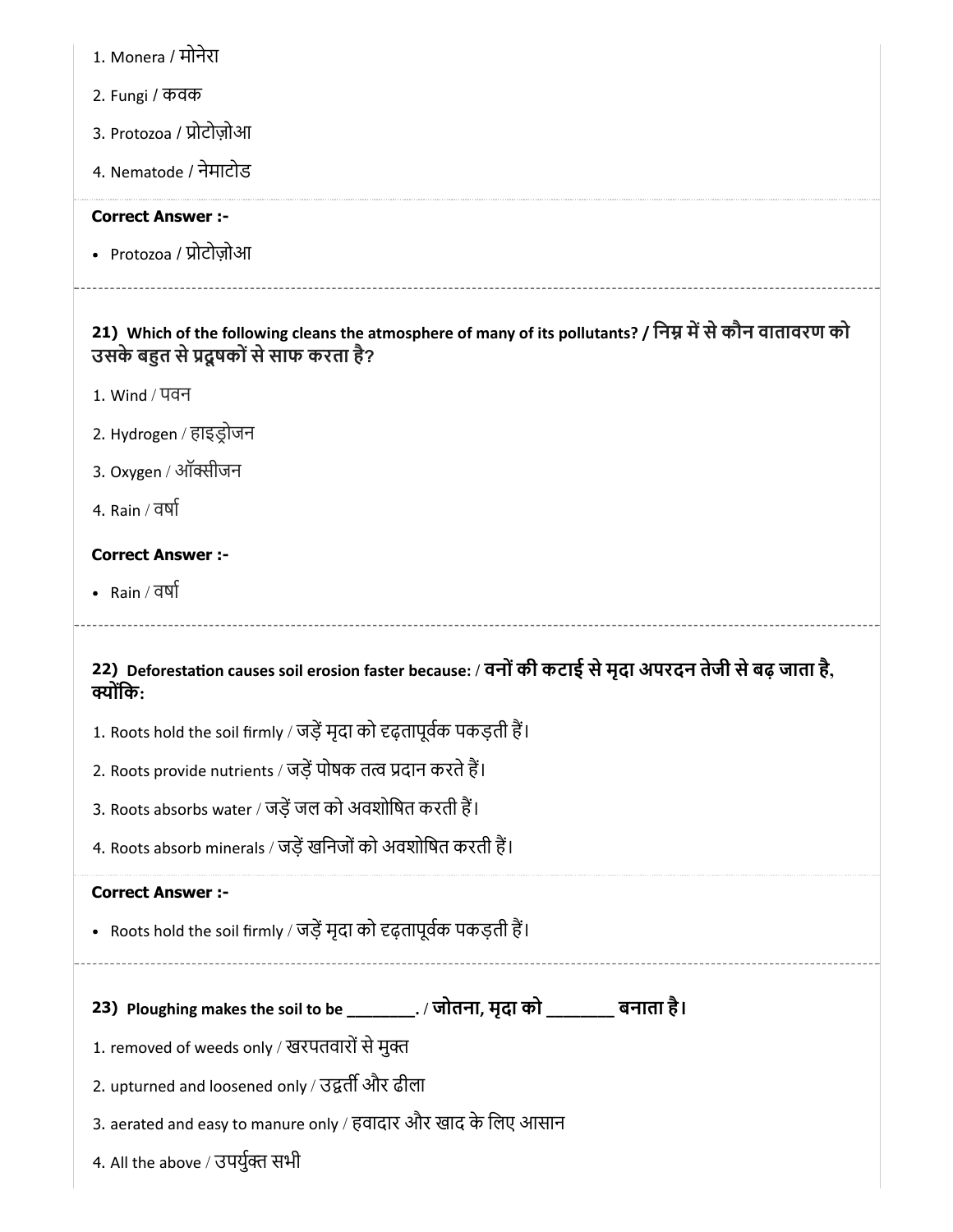1. Monera / मोनेरा
2. Fungi / कवक
3. Protozoa / प्रोटोज़ोआ
4. Nematode / नेमाटोड

**Correct Answer :-**

- Protozoa / प्रोटोज़ोआ

**21) Which of the following cleans the atmosphere of many of its pollutants? / निम्न में से कौन वातावरण को उसके बहुत से प्रदूषकों से साफ करता है?**

1. Wind / पवन
2. Hydrogen / हाइड्रोजन
3. Oxygen / ऑक्सीजन
4. Rain / वर्षा

**Correct Answer :-**

- Rain / वर्षा

**22) Deforestation causes soil erosion faster because: / वनों की कटाई से मृदा अपरदन तेजी से बढ़ जाता है, क्योंकि:**

1. Roots hold the soil firmly / जड़ें मृदा को दृढ़तापूर्वक पकड़ती हैं।
2. Roots provide nutrients / जड़ें पोषक तत्व प्रदान करते हैं।
3. Roots absorbs water / जड़ें जल को अवशोषित करती हैं।
4. Roots absorb minerals / जड़ें खनिजों को अवशोषित करती हैं।

**Correct Answer :-**

- Roots hold the soil firmly / जड़ें मृदा को दृढ़तापूर्वक पकड़ती हैं।

**23) Ploughing makes the soil to be ________. / जोतना, मृदा को ________ बनाता है।**

1. removed of weeds only / खरपतवारों से मुक्त
2. upturned and loosened only / उद्वर्ती और ढीला
3. aerated and easy to manure only / हवादार और खाद के लिए आसान
4. All the above / उपर्युक्त सभी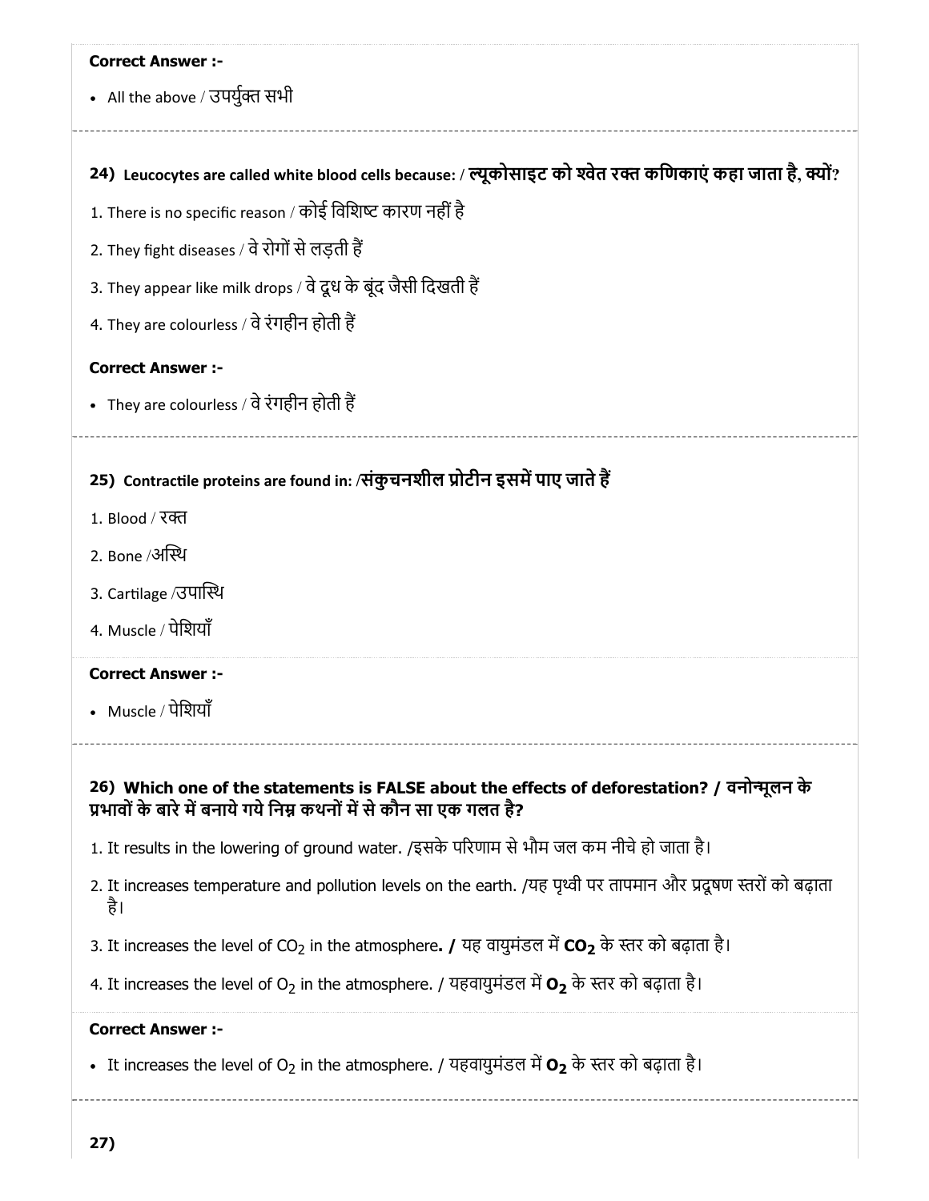**Correct Answer :-**

- All the above / उपर्युक्त सभी

### 24) Leucocytes are called white blood cells because: / ल्यूकोसाइट को श्वेत रक्त कणिकाएं कहा जाता है, क्यों?

1. There is no specific reason / कोई विशिष्ट कारण नहीं है
2. They fight diseases / वे रोगों से लड़ती हैं
3. They appear like milk drops / वे दूध के बूंद जैसी दिखती हैं
4. They are colourless / वे रंगहीन होती हैं

**Correct Answer :-**

- They are colourless / वे रंगहीन होती हैं

### 25) Contractile proteins are found in: /संकुचनशील प्रोटीन इसमें पाए जाते हैं

1. Blood / रक्त
2. Bone /अस्थि
3. Cartilage /उपास्थि
4. Muscle / पेशियाँ

**Correct Answer :-**

- Muscle / पेशियाँ

### 26) Which one of the statements is FALSE about the effects of deforestation? / वनोन्मूलन के प्रभावों के बारे में बनाये गये निम्न कथनों में से कौन सा एक गलत है?

1. It results in the lowering of ground water. /इसके परिणाम से भौम जल कम नीचे हो जाता है।
2. It increases temperature and pollution levels on the earth. /यह पृथ्वी पर तापमान और प्रदूषण स्तरों को बढ़ाता है।
3. It increases the level of $CO_2$ in the atmosphere. / यह वायुमंडल में $CO_2$ के स्तर को बढ़ाता है।
4. It increases the level of $O_2$ in the atmosphere. / यहवायुमंडल में $O_2$ के स्तर को बढ़ाता है।

**Correct Answer :-**

- It increases the level of $O_2$ in the atmosphere. / यहवायुमंडल में $O_2$ के स्तर को बढ़ाता है।

### 27)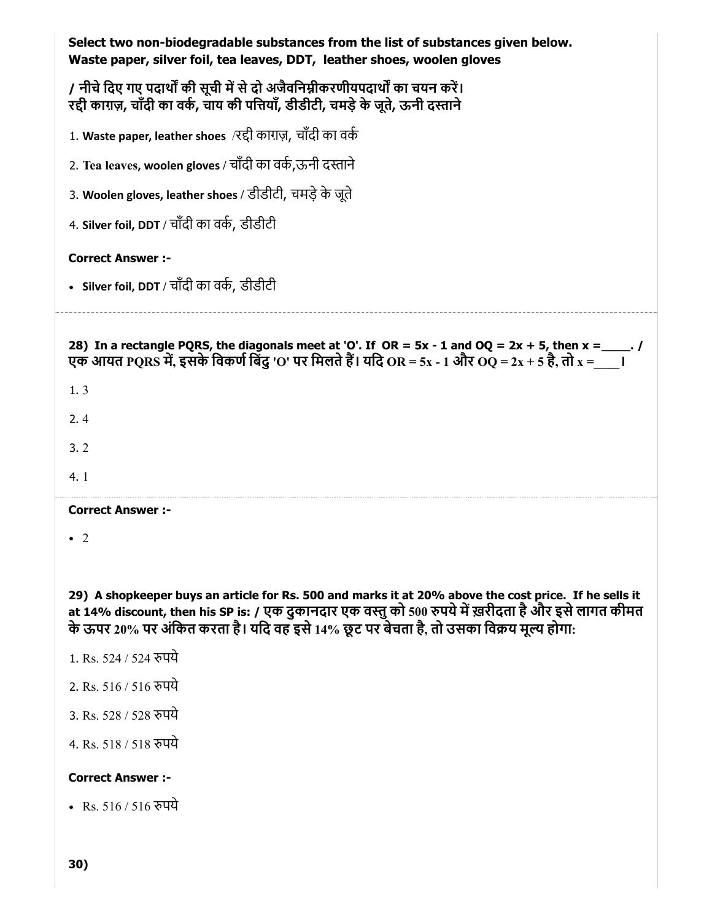**Select two non-biodegradable substances from the list of substances given below.**
**Waste paper, silver foil, tea leaves, DDT, leather shoes, woolen gloves**

**/ नीचे दिए गए पदार्थों की सूची में से दो अजैवनिम्नीकरणीयपदार्थों का चयन करें।**
**रद्दी काग़ज़, चाँदी का वर्क, चाय की पत्तियाँ, डीडीटी, चमड़े के जूते, ऊनी दस्ताने**

1. **Waste paper, leather shoes** /रद्दी काग़ज़, चाँदी का वर्क
2. **Tea leaves, woolen gloves** / चाँदी का वर्क,ऊनी दस्ताने
3. **Woolen gloves, leather shoes** / डीडीटी, चमड़े के जूते
4. **Silver foil, DDT** / चाँदी का वर्क, डीडीटी

**Correct Answer :-**

- **Silver foil, DDT** / चाँदी का वर्क, डीडीटी

---

**28) In a rectangle PQRS, the diagonals meet at 'O'. If OR = 5x - 1 and OQ = 2x + 5, then x =____. / एक आयत PQRS में, इसके विकर्ण बिंदु 'O' पर मिलते हैं। यदि OR = 5x - 1 और OQ = 2x + 5 है, तो x =____।**

1. 3
2. 4
3. 2
4. 1

**Correct Answer :-**

- 2

**29) A shopkeeper buys an article for Rs. 500 and marks it at 20% above the cost price. If he sells it at 14% discount, then his SP is: / एक दुकानदार एक वस्तु को 500 रुपये में ख़रीदता है और इसे लागत कीमत के ऊपर 20% पर अंकित करता है। यदि वह इसे 14% छूट पर बेचता है, तो उसका विक्रय मूल्य होगा:**

1. Rs. 524 / 524 रुपये
2. Rs. 516 / 516 रुपये
3. Rs. 528 / 528 रुपये
4. Rs. 518 / 518 रुपये

**Correct Answer :-**

- Rs. 516 / 516 रुपये

**30)**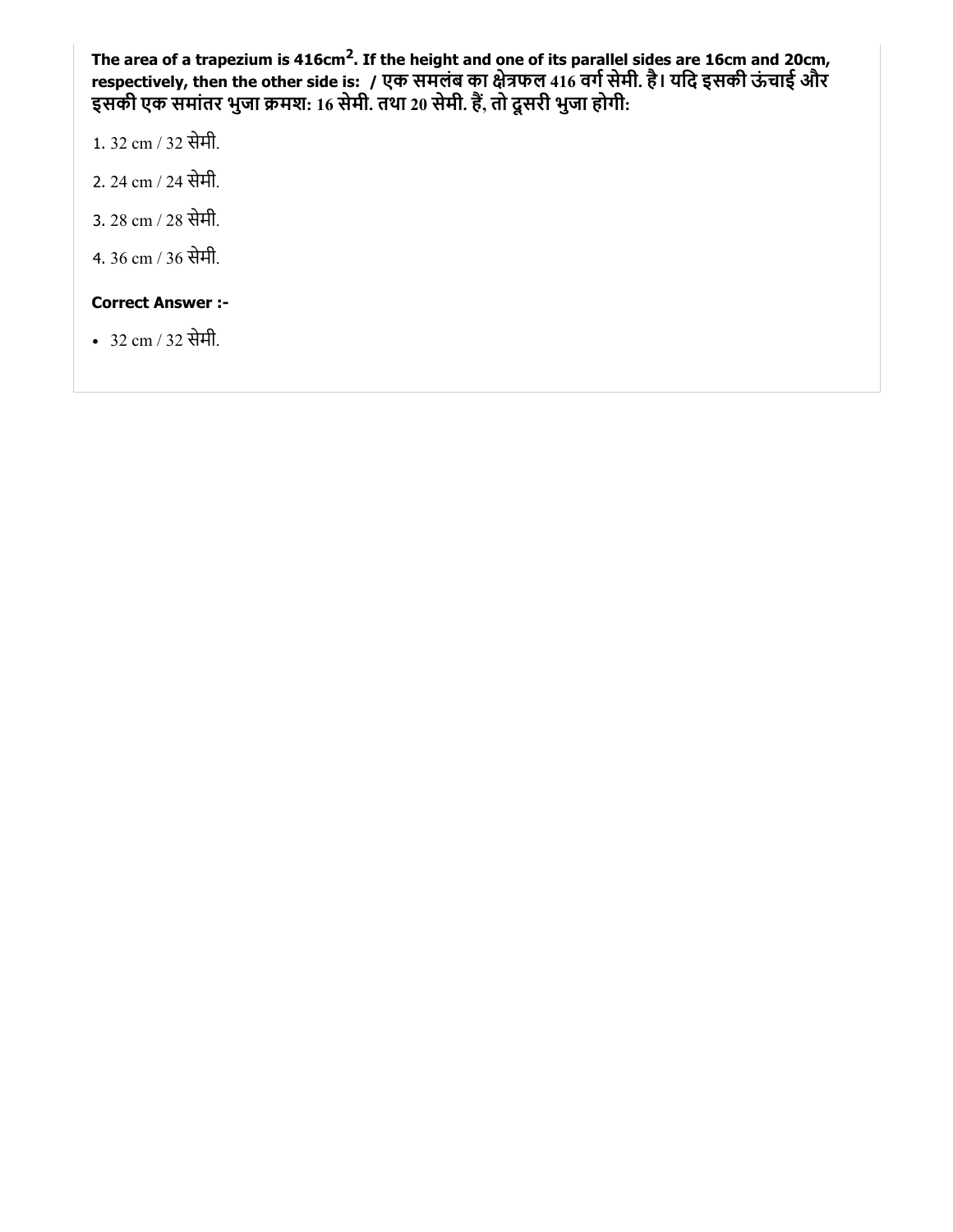**The area of a trapezium is 416cm$^2$. If the height and one of its parallel sides are 16cm and 20cm, respectively, then the other side is:  / एक समलंब का क्षेत्रफल 416 वर्ग सेमी. है। यदि इसकी ऊंचाई और इसकी एक समांतर भुजा क्रमश: 16 सेमी. तथा 20 सेमी. हैं, तो दूसरी भुजा होगी:**

1. 32 cm / 32 सेमी.

2. 24 cm / 24 सेमी.

3. 28 cm / 28 सेमी.

4. 36 cm / 36 सेमी.

**Correct Answer :-**

- 32 cm / 32 सेमी.